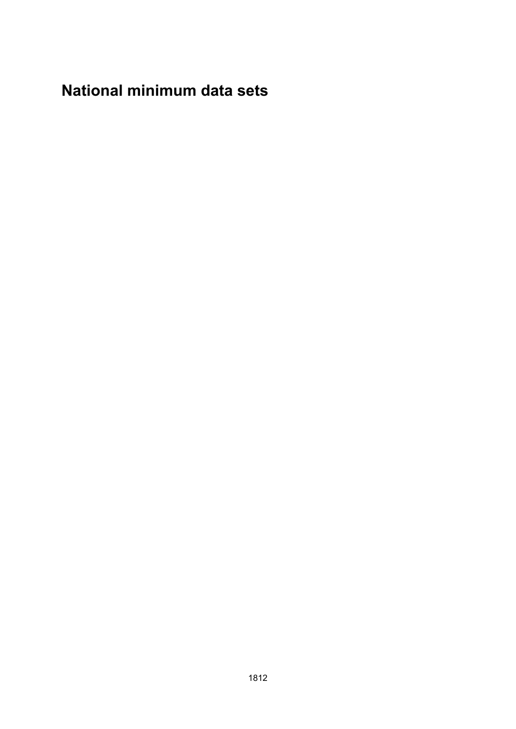# National minimum data sets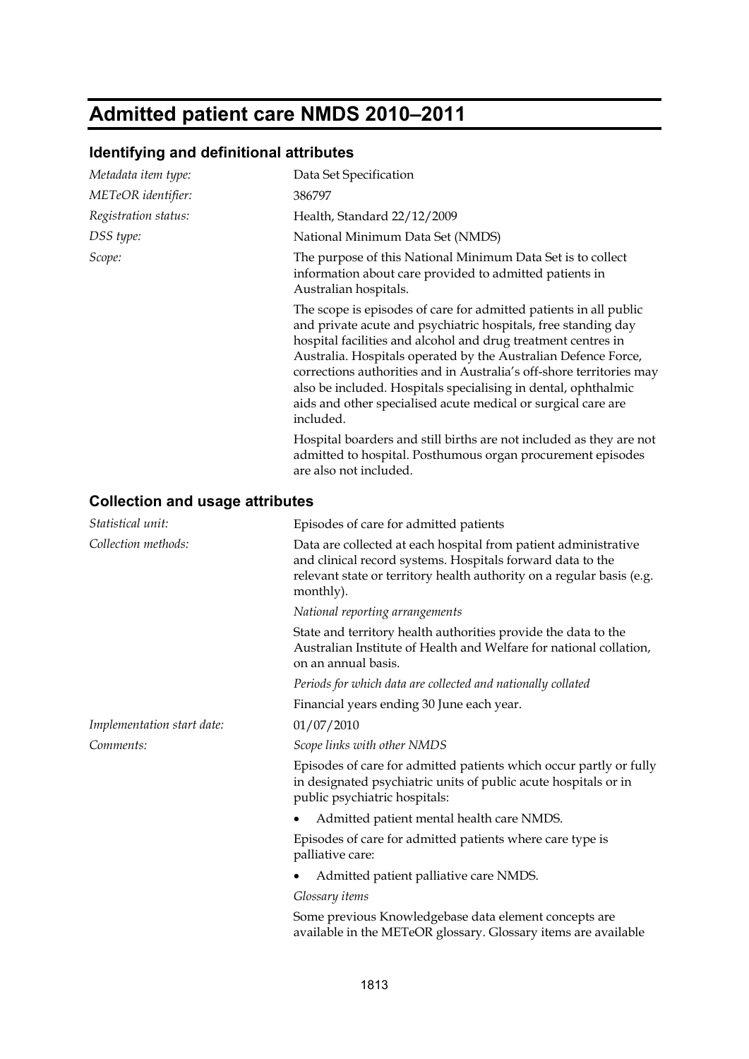# Admitted patient care NMDS 2010–2011

## Identifying and definitional attributes

*Metadata item type:* Data Set Specification

*METeOR identifier:* 386797

*Registration status:* Health, Standard 22/12/2009

*DSS type:* National Minimum Data Set (NMDS)

*Scope:* The purpose of this National Minimum Data Set is to collect information about care provided to admitted patients in Australian hospitals.

The scope is episodes of care for admitted patients in all public and private acute and psychiatric hospitals, free standing day hospital facilities and alcohol and drug treatment centres in Australia. Hospitals operated by the Australian Defence Force, corrections authorities and in Australia's off-shore territories may also be included. Hospitals specialising in dental, ophthalmic aids and other specialised acute medical or surgical care are included.

Hospital boarders and still births are not included as they are not admitted to hospital. Posthumous organ procurement episodes are also not included.

## Collection and usage attributes

*Statistical unit:* Episodes of care for admitted patients

*Collection methods:* Data are collected at each hospital from patient administrative and clinical record systems. Hospitals forward data to the relevant state or territory health authority on a regular basis (e.g. monthly).

*National reporting arrangements*

State and territory health authorities provide the data to the Australian Institute of Health and Welfare for national collation, on an annual basis.

*Periods for which data are collected and nationally collated*

Financial years ending 30 June each year.

*Implementation start date:* 01/07/2010

*Comments:* *Scope links with other NMDS*

Episodes of care for admitted patients which occur partly or fully in designated psychiatric units of public acute hospitals or in public psychiatric hospitals:

- Admitted patient mental health care NMDS.

Episodes of care for admitted patients where care type is palliative care:

- Admitted patient palliative care NMDS.

*Glossary items*

Some previous Knowledgebase data element concepts are available in the METeOR glossary. Glossary items are available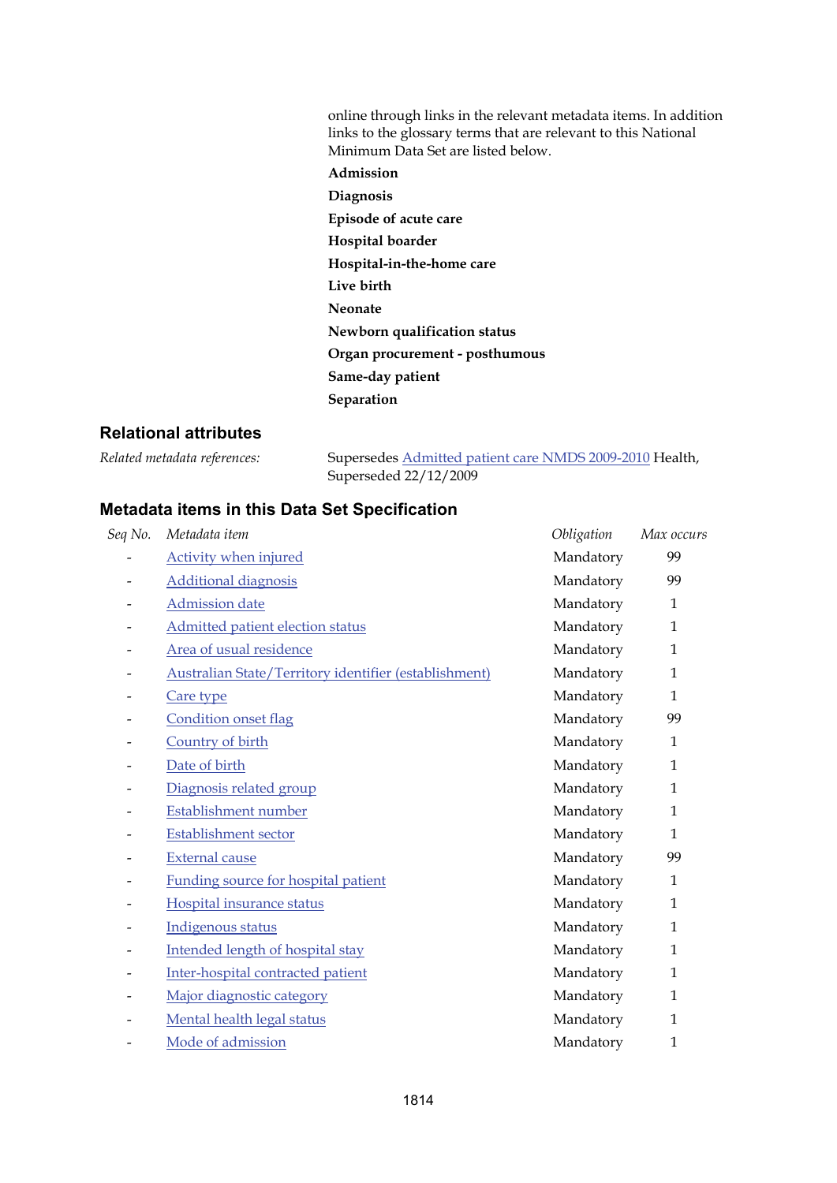online through links in the relevant metadata items. In addition links to the glossary terms that are relevant to this National Minimum Data Set are listed below.

**Admission**

**Diagnosis**

**Episode of acute care**

**Hospital boarder**

**Hospital-in-the-home care**

**Live birth**

**Neonate**

**Newborn qualification status**

**Organ procurement - posthumous**

**Same-day patient**

**Separation**

## Relational attributes

*Related metadata references:* Supersedes Admitted patient care NMDS 2009-2010 Health, Superseded 22/12/2009

## Metadata items in this Data Set Specification

| *Seq No.* | *Metadata item* | *Obligation* | *Max occurs* |
|---|---|---|---|
| - | Activity when injured | Mandatory | 99 |
| - | Additional diagnosis | Mandatory | 99 |
| - | Admission date | Mandatory | 1 |
| - | Admitted patient election status | Mandatory | 1 |
| - | Area of usual residence | Mandatory | 1 |
| - | Australian State/Territory identifier (establishment) | Mandatory | 1 |
| - | Care type | Mandatory | 1 |
| - | Condition onset flag | Mandatory | 99 |
| - | Country of birth | Mandatory | 1 |
| - | Date of birth | Mandatory | 1 |
| - | Diagnosis related group | Mandatory | 1 |
| - | Establishment number | Mandatory | 1 |
| - | Establishment sector | Mandatory | 1 |
| - | External cause | Mandatory | 99 |
| - | Funding source for hospital patient | Mandatory | 1 |
| - | Hospital insurance status | Mandatory | 1 |
| - | Indigenous status | Mandatory | 1 |
| - | Intended length of hospital stay | Mandatory | 1 |
| - | Inter-hospital contracted patient | Mandatory | 1 |
| - | Major diagnostic category | Mandatory | 1 |
| - | Mental health legal status | Mandatory | 1 |
| - | Mode of admission | Mandatory | 1 |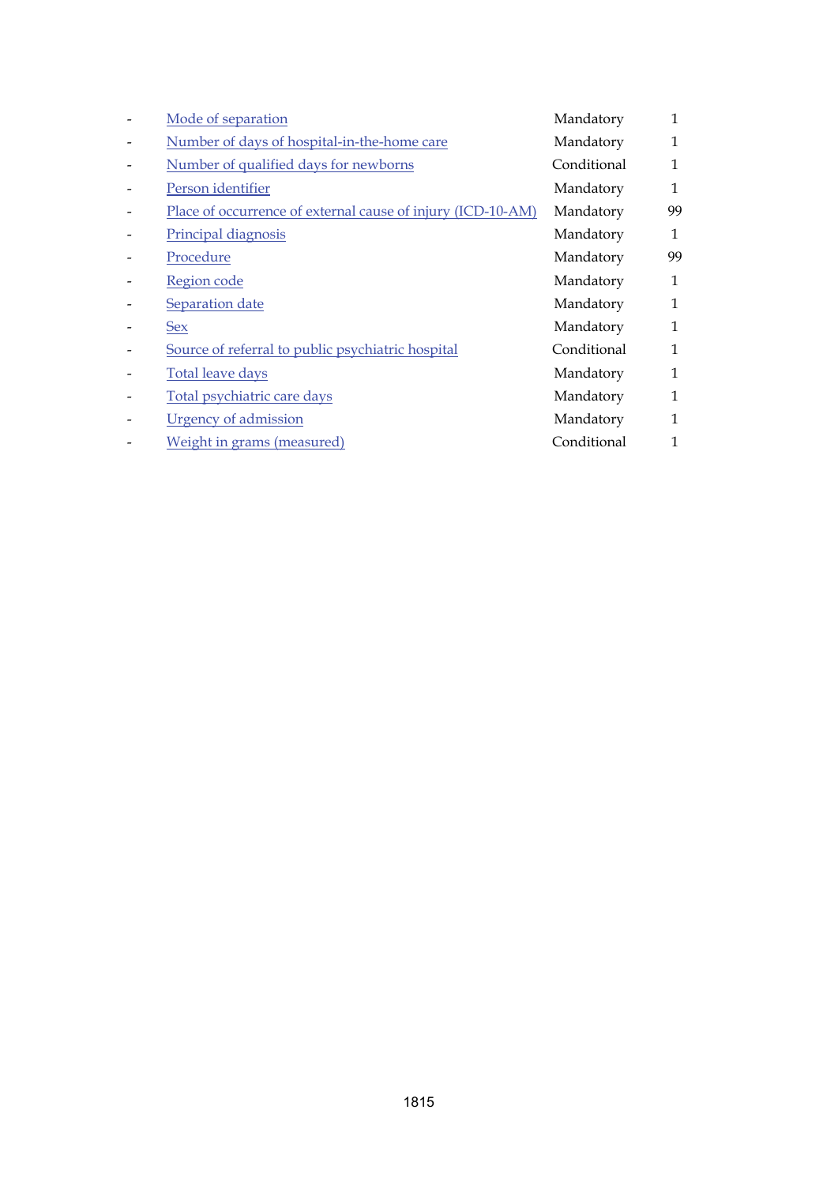| | | | |
|---|---|---|---|
| - | Mode of separation | Mandatory | 1 |
| - | Number of days of hospital-in-the-home care | Mandatory | 1 |
| - | Number of qualified days for newborns | Conditional | 1 |
| - | Person identifier | Mandatory | 1 |
| - | Place of occurrence of external cause of injury (ICD-10-AM) | Mandatory | 99 |
| - | Principal diagnosis | Mandatory | 1 |
| - | Procedure | Mandatory | 99 |
| - | Region code | Mandatory | 1 |
| - | Separation date | Mandatory | 1 |
| - | Sex | Mandatory | 1 |
| - | Source of referral to public psychiatric hospital | Conditional | 1 |
| - | Total leave days | Mandatory | 1 |
| - | Total psychiatric care days | Mandatory | 1 |
| - | Urgency of admission | Mandatory | 1 |
| - | Weight in grams (measured) | Conditional | 1 |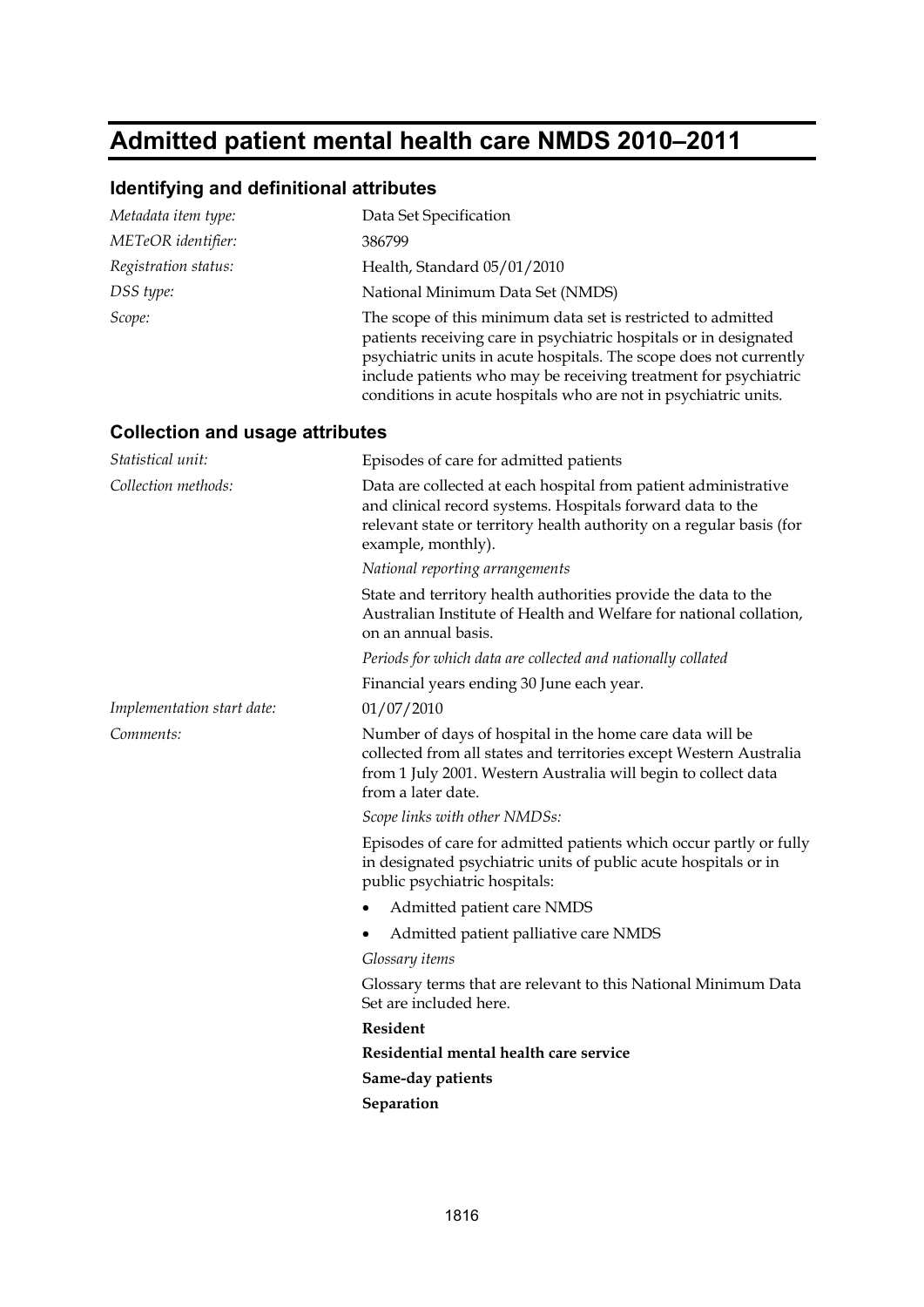# Admitted patient mental health care NMDS 2010–2011

## Identifying and definitional attributes

*Metadata item type:* Data Set Specification

*METeOR identifier:* 386799

*Registration status:* Health, Standard 05/01/2010

*DSS type:* National Minimum Data Set (NMDS)

*Scope:* The scope of this minimum data set is restricted to admitted patients receiving care in psychiatric hospitals or in designated psychiatric units in acute hospitals. The scope does not currently include patients who may be receiving treatment for psychiatric conditions in acute hospitals who are not in psychiatric units.

## Collection and usage attributes

*Statistical unit:* Episodes of care for admitted patients

*Collection methods:* Data are collected at each hospital from patient administrative and clinical record systems. Hospitals forward data to the relevant state or territory health authority on a regular basis (for example, monthly).

*National reporting arrangements*

State and territory health authorities provide the data to the Australian Institute of Health and Welfare for national collation, on an annual basis.

*Periods for which data are collected and nationally collated*

Financial years ending 30 June each year.

*Implementation start date:* 01/07/2010

*Comments:* Number of days of hospital in the home care data will be collected from all states and territories except Western Australia from 1 July 2001. Western Australia will begin to collect data from a later date.

*Scope links with other NMDSs:*

Episodes of care for admitted patients which occur partly or fully in designated psychiatric units of public acute hospitals or in public psychiatric hospitals:

- Admitted patient care NMDS
- Admitted patient palliative care NMDS

*Glossary items*

Glossary terms that are relevant to this National Minimum Data Set are included here.

**Resident**

**Residential mental health care service**

**Same-day patients**

**Separation**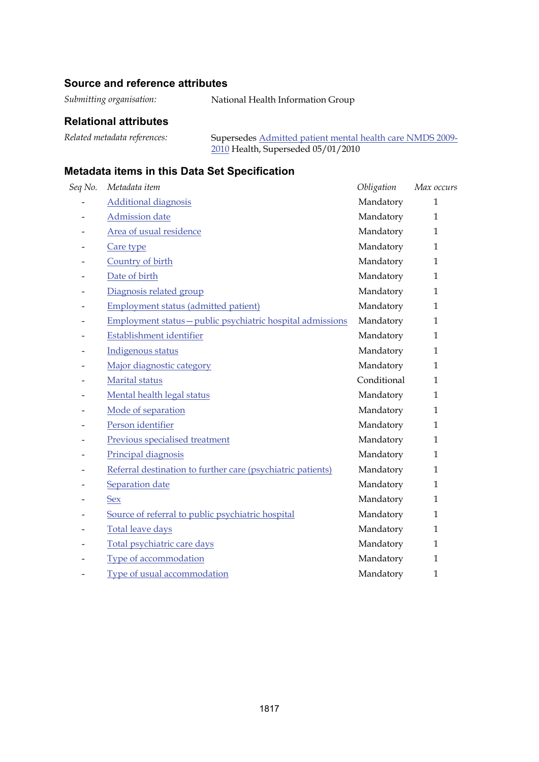### Source and reference attributes

*Submitting organisation:* National Health Information Group

### Relational attributes

*Related metadata references:* Supersedes Admitted patient mental health care NMDS 2009-2010 Health, Superseded 05/01/2010

### Metadata items in this Data Set Specification

| *Seq No.* | *Metadata item* | *Obligation* | *Max occurs* |
|---|---|---|---|
| - | Additional diagnosis | Mandatory | 1 |
| - | Admission date | Mandatory | 1 |
| - | Area of usual residence | Mandatory | 1 |
| - | Care type | Mandatory | 1 |
| - | Country of birth | Mandatory | 1 |
| - | Date of birth | Mandatory | 1 |
| - | Diagnosis related group | Mandatory | 1 |
| - | Employment status (admitted patient) | Mandatory | 1 |
| - | Employment status—public psychiatric hospital admissions | Mandatory | 1 |
| - | Establishment identifier | Mandatory | 1 |
| - | Indigenous status | Mandatory | 1 |
| - | Major diagnostic category | Mandatory | 1 |
| - | Marital status | Conditional | 1 |
| - | Mental health legal status | Mandatory | 1 |
| - | Mode of separation | Mandatory | 1 |
| - | Person identifier | Mandatory | 1 |
| - | Previous specialised treatment | Mandatory | 1 |
| - | Principal diagnosis | Mandatory | 1 |
| - | Referral destination to further care (psychiatric patients) | Mandatory | 1 |
| - | Separation date | Mandatory | 1 |
| - | Sex | Mandatory | 1 |
| - | Source of referral to public psychiatric hospital | Mandatory | 1 |
| - | Total leave days | Mandatory | 1 |
| - | Total psychiatric care days | Mandatory | 1 |
| - | Type of accommodation | Mandatory | 1 |
| - | Type of usual accommodation | Mandatory | 1 |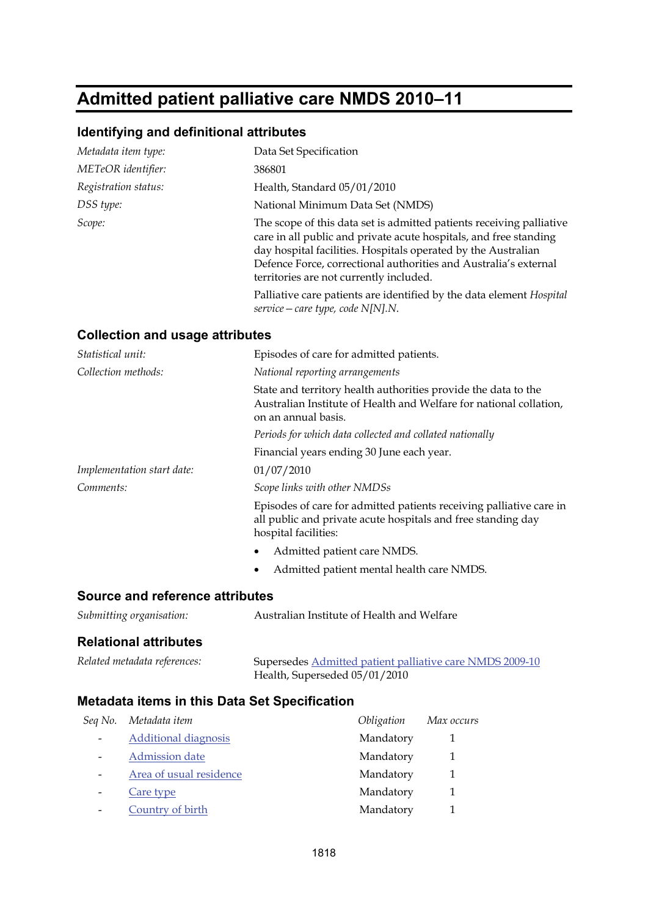# Admitted patient palliative care NMDS 2010–11

## Identifying and definitional attributes

| | |
|---|---|
| *Metadata item type:* | Data Set Specification |
| *METeOR identifier:* | 386801 |
| *Registration status:* | Health, Standard 05/01/2010 |
| *DSS type:* | National Minimum Data Set (NMDS) |
| *Scope:* | The scope of this data set is admitted patients receiving palliative care in all public and private acute hospitals, and free standing day hospital facilities. Hospitals operated by the Australian Defence Force, correctional authorities and Australia's external territories are not currently included. |
| | Palliative care patients are identified by the data element *Hospital service—care type, code N[N].N.* |

## Collection and usage attributes

| | |
|---|---|
| *Statistical unit:* | Episodes of care for admitted patients. |
| *Collection methods:* | *National reporting arrangements* |
| | State and territory health authorities provide the data to the Australian Institute of Health and Welfare for national collation, on an annual basis. |
| | *Periods for which data collected and collated nationally* |
| | Financial years ending 30 June each year. |
| *Implementation start date:* | 01/07/2010 |
| *Comments:* | *Scope links with other NMDSs* |
| | Episodes of care for admitted patients receiving palliative care in all public and private acute hospitals and free standing day hospital facilities: |
| | • Admitted patient care NMDS. |
| | • Admitted patient mental health care NMDS. |

## Source and reference attributes

| | |
|---|---|
| *Submitting organisation:* | Australian Institute of Health and Welfare |

## Relational attributes

| | |
|---|---|
| *Related metadata references:* | Supersedes Admitted patient palliative care NMDS 2009-10 Health, Superseded 05/01/2010 |

## Metadata items in this Data Set Specification

| *Seq No.* | *Metadata item* | *Obligation* | *Max occurs* |
|---|---|---|---|
| - | Additional diagnosis | Mandatory | 1 |
| - | Admission date | Mandatory | 1 |
| - | Area of usual residence | Mandatory | 1 |
| - | Care type | Mandatory | 1 |
| - | Country of birth | Mandatory | 1 |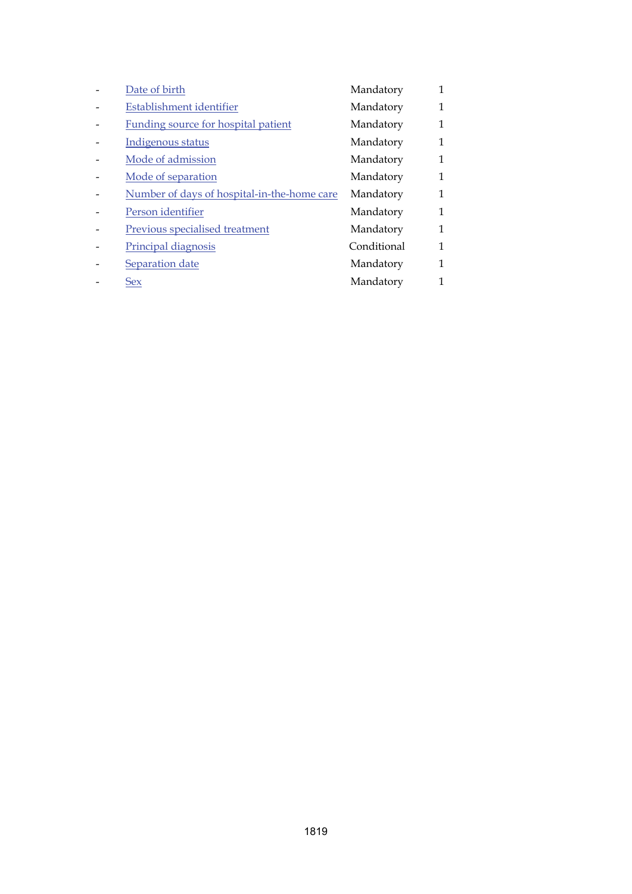| | | | |
|---|---|---|---|
| - | Date of birth | Mandatory | 1 |
| - | Establishment identifier | Mandatory | 1 |
| - | Funding source for hospital patient | Mandatory | 1 |
| - | Indigenous status | Mandatory | 1 |
| - | Mode of admission | Mandatory | 1 |
| - | Mode of separation | Mandatory | 1 |
| - | Number of days of hospital-in-the-home care | Mandatory | 1 |
| - | Person identifier | Mandatory | 1 |
| - | Previous specialised treatment | Mandatory | 1 |
| - | Principal diagnosis | Conditional | 1 |
| - | Separation date | Mandatory | 1 |
| - | Sex | Mandatory | 1 |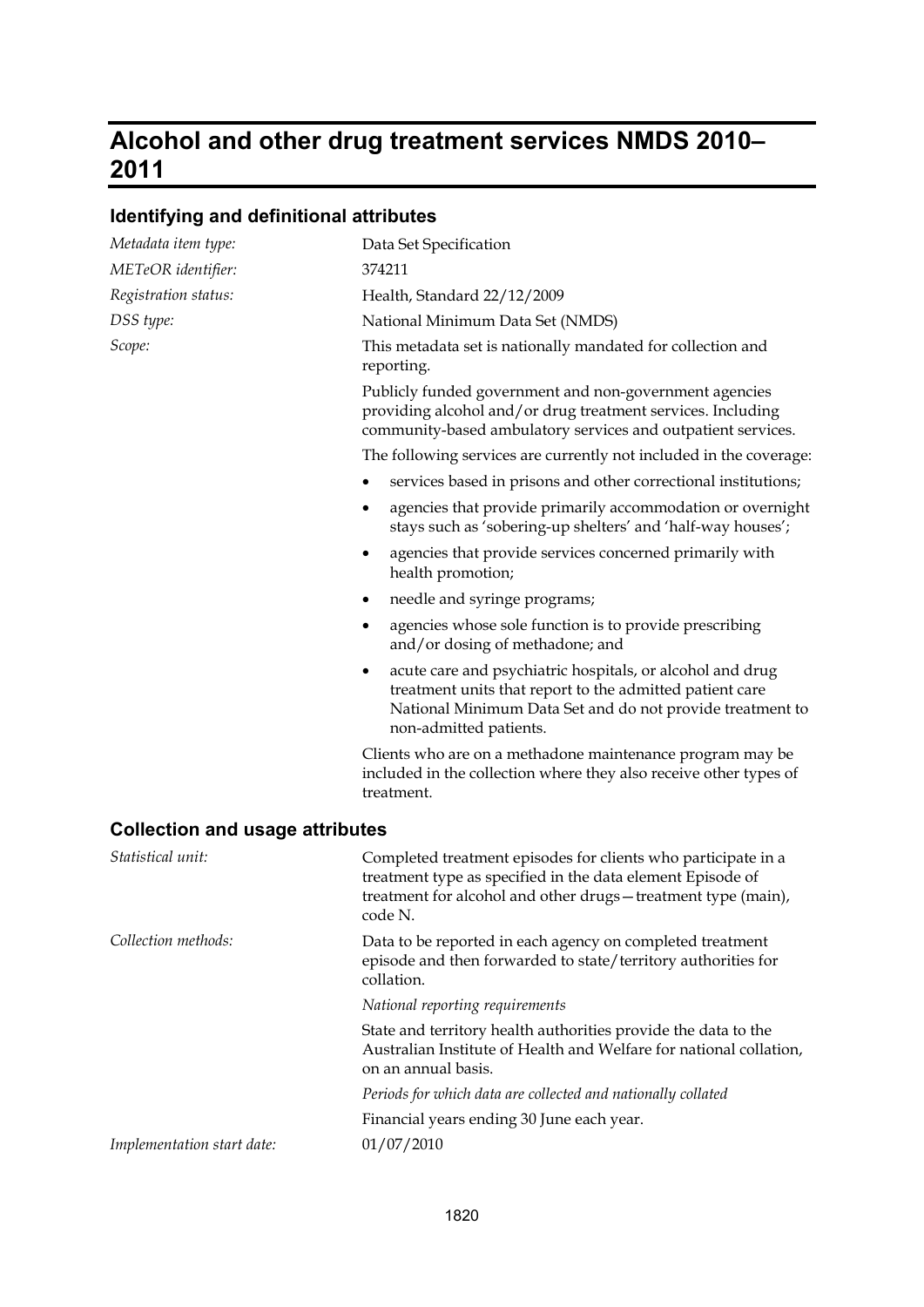# Alcohol and other drug treatment services NMDS 2010–2011

## Identifying and definitional attributes

| | |
|---|---|
| *Metadata item type:* | Data Set Specification |
| *METeOR identifier:* | 374211 |
| *Registration status:* | Health, Standard 22/12/2009 |
| *DSS type:* | National Minimum Data Set (NMDS) |
| *Scope:* | This metadata set is nationally mandated for collection and reporting. |

Publicly funded government and non-government agencies providing alcohol and/or drug treatment services. Including community-based ambulatory services and outpatient services.

The following services are currently not included in the coverage:

- services based in prisons and other correctional institutions;
- agencies that provide primarily accommodation or overnight stays such as 'sobering-up shelters' and 'half-way houses';
- agencies that provide services concerned primarily with health promotion;
- needle and syringe programs;
- agencies whose sole function is to provide prescribing and/or dosing of methadone; and
- acute care and psychiatric hospitals, or alcohol and drug treatment units that report to the admitted patient care National Minimum Data Set and do not provide treatment to non-admitted patients.

Clients who are on a methadone maintenance program may be included in the collection where they also receive other types of treatment.

## Collection and usage attributes

*Statistical unit:* Completed treatment episodes for clients who participate in a treatment type as specified in the data element Episode of treatment for alcohol and other drugs—treatment type (main), code N.

*Collection methods:* Data to be reported in each agency on completed treatment episode and then forwarded to state/territory authorities for collation.

*National reporting requirements*

State and territory health authorities provide the data to the Australian Institute of Health and Welfare for national collation, on an annual basis.

*Periods for which data are collected and nationally collated*

Financial years ending 30 June each year.

*Implementation start date:* 01/07/2010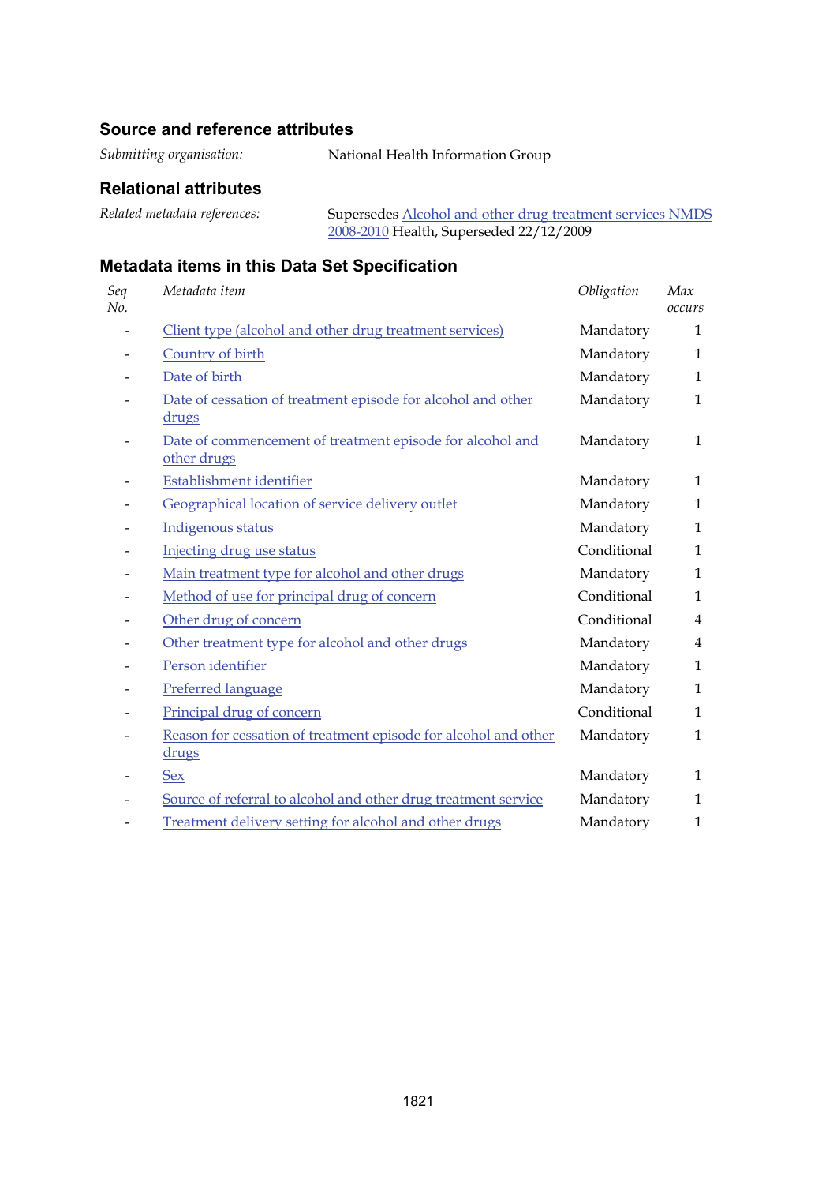### Source and reference attributes

| | |
|---|---|
| *Submitting organisation:* | National Health Information Group |

### Relational attributes

| | |
|---|---|
| *Related metadata references:* | Supersedes Alcohol and other drug treatment services NMDS 2008-2010 Health, Superseded 22/12/2009 |

### Metadata items in this Data Set Specification

| *Seq No.* | *Metadata item* | *Obligation* | *Max occurs* |
|---|---|---|---|
| - | Client type (alcohol and other drug treatment services) | Mandatory | 1 |
| - | Country of birth | Mandatory | 1 |
| - | Date of birth | Mandatory | 1 |
| - | Date of cessation of treatment episode for alcohol and other drugs | Mandatory | 1 |
| - | Date of commencement of treatment episode for alcohol and other drugs | Mandatory | 1 |
| - | Establishment identifier | Mandatory | 1 |
| - | Geographical location of service delivery outlet | Mandatory | 1 |
| - | Indigenous status | Mandatory | 1 |
| - | Injecting drug use status | Conditional | 1 |
| - | Main treatment type for alcohol and other drugs | Mandatory | 1 |
| - | Method of use for principal drug of concern | Conditional | 1 |
| - | Other drug of concern | Conditional | 4 |
| - | Other treatment type for alcohol and other drugs | Mandatory | 4 |
| - | Person identifier | Mandatory | 1 |
| - | Preferred language | Mandatory | 1 |
| - | Principal drug of concern | Conditional | 1 |
| - | Reason for cessation of treatment episode for alcohol and other drugs | Mandatory | 1 |
| - | Sex | Mandatory | 1 |
| - | Source of referral to alcohol and other drug treatment service | Mandatory | 1 |
| - | Treatment delivery setting for alcohol and other drugs | Mandatory | 1 |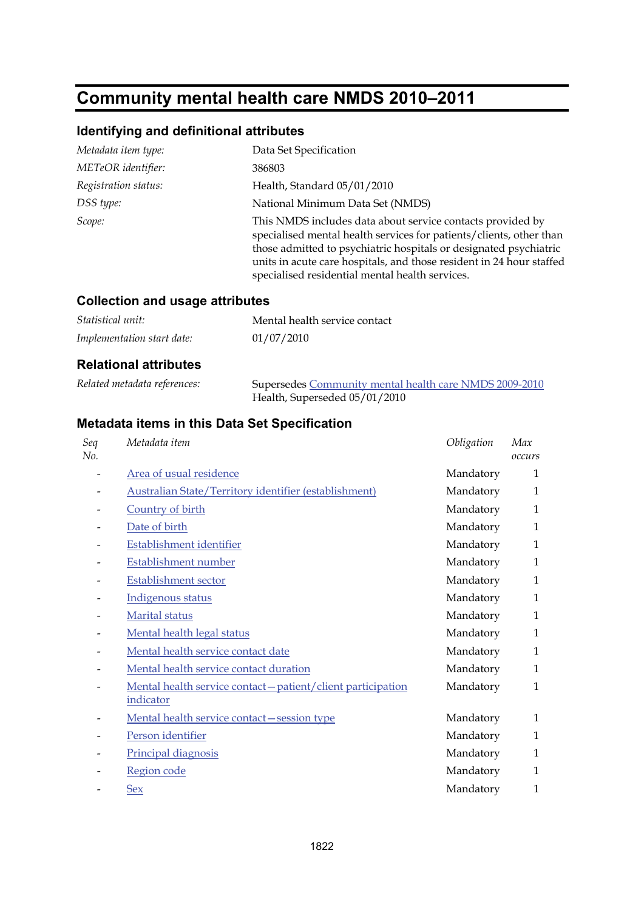# Community mental health care NMDS 2010–2011

## Identifying and definitional attributes

| | |
|---|---|
| *Metadata item type:* | Data Set Specification |
| *METeOR identifier:* | 386803 |
| *Registration status:* | Health, Standard 05/01/2010 |
| *DSS type:* | National Minimum Data Set (NMDS) |
| *Scope:* | This NMDS includes data about service contacts provided by specialised mental health services for patients/clients, other than those admitted to psychiatric hospitals or designated psychiatric units in acute care hospitals, and those resident in 24 hour staffed specialised residential mental health services. |

## Collection and usage attributes

| | |
|---|---|
| *Statistical unit:* | Mental health service contact |
| *Implementation start date:* | 01/07/2010 |

## Relational attributes

| | |
|---|---|
| *Related metadata references:* | Supersedes Community mental health care NMDS 2009-2010 Health, Superseded 05/01/2010 |

## Metadata items in this Data Set Specification

| *Seq No.* | *Metadata item* | *Obligation* | *Max occurs* |
|---|---|---|---|
| - | Area of usual residence | Mandatory | 1 |
| - | Australian State/Territory identifier (establishment) | Mandatory | 1 |
| - | Country of birth | Mandatory | 1 |
| - | Date of birth | Mandatory | 1 |
| - | Establishment identifier | Mandatory | 1 |
| - | Establishment number | Mandatory | 1 |
| - | Establishment sector | Mandatory | 1 |
| - | Indigenous status | Mandatory | 1 |
| - | Marital status | Mandatory | 1 |
| - | Mental health legal status | Mandatory | 1 |
| - | Mental health service contact date | Mandatory | 1 |
| - | Mental health service contact duration | Mandatory | 1 |
| - | Mental health service contact—patient/client participation indicator | Mandatory | 1 |
| - | Mental health service contact—session type | Mandatory | 1 |
| - | Person identifier | Mandatory | 1 |
| - | Principal diagnosis | Mandatory | 1 |
| - | Region code | Mandatory | 1 |
| - | Sex | Mandatory | 1 |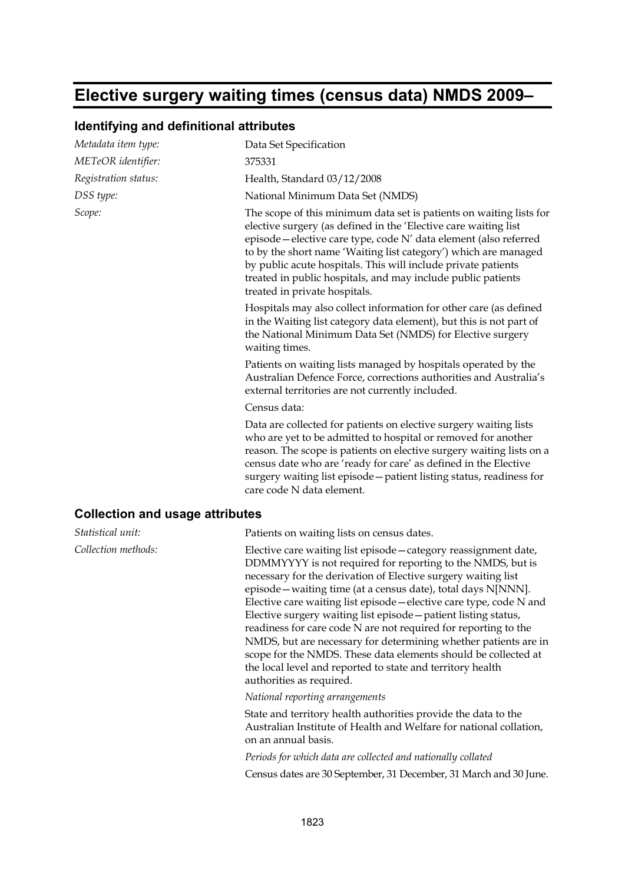# Elective surgery waiting times (census data) NMDS 2009–

## Identifying and definitional attributes

*Metadata item type:* Data Set Specification

*METeOR identifier:* 375331

*Registration status:* Health, Standard 03/12/2008

*DSS type:* National Minimum Data Set (NMDS)

*Scope:* The scope of this minimum data set is patients on waiting lists for elective surgery (as defined in the 'Elective care waiting list episode—elective care type, code N' data element (also referred to by the short name 'Waiting list category') which are managed by public acute hospitals. This will include private patients treated in public hospitals, and may include public patients treated in private hospitals.

Hospitals may also collect information for other care (as defined in the Waiting list category data element), but this is not part of the National Minimum Data Set (NMDS) for Elective surgery waiting times.

Patients on waiting lists managed by hospitals operated by the Australian Defence Force, corrections authorities and Australia's external territories are not currently included.

Census data:

Data are collected for patients on elective surgery waiting lists who are yet to be admitted to hospital or removed for another reason. The scope is patients on elective surgery waiting lists on a census date who are 'ready for care' as defined in the Elective surgery waiting list episode—patient listing status, readiness for care code N data element.

## Collection and usage attributes

*Statistical unit:* Patients on waiting lists on census dates.

*Collection methods:* Elective care waiting list episode—category reassignment date, DDMMYYYY is not required for reporting to the NMDS, but is necessary for the derivation of Elective surgery waiting list episode—waiting time (at a census date), total days N[NNN]. Elective care waiting list episode—elective care type, code N and Elective surgery waiting list episode—patient listing status, readiness for care code N are not required for reporting to the NMDS, but are necessary for determining whether patients are in scope for the NMDS. These data elements should be collected at the local level and reported to state and territory health authorities as required.

*National reporting arrangements*

State and territory health authorities provide the data to the Australian Institute of Health and Welfare for national collation, on an annual basis.

*Periods for which data are collected and nationally collated*

Census dates are 30 September, 31 December, 31 March and 30 June.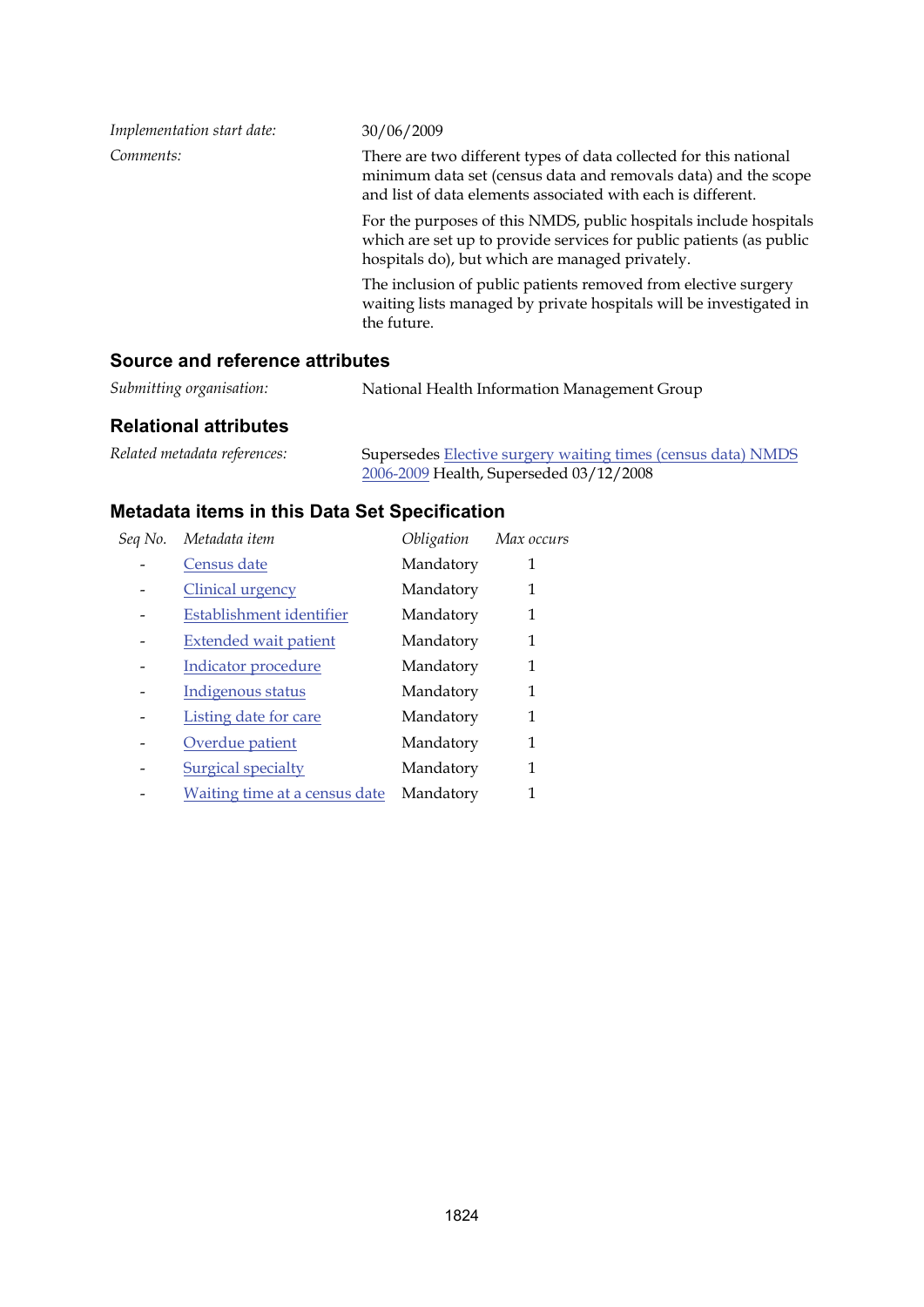*Implementation start date:* 30/06/2009

*Comments:* There are two different types of data collected for this national minimum data set (census data and removals data) and the scope and list of data elements associated with each is different.

For the purposes of this NMDS, public hospitals include hospitals which are set up to provide services for public patients (as public hospitals do), but which are managed privately.

The inclusion of public patients removed from elective surgery waiting lists managed by private hospitals will be investigated in the future.

### Source and reference attributes

*Submitting organisation:* National Health Information Management Group

### Relational attributes

*Related metadata references:* Supersedes Elective surgery waiting times (census data) NMDS 2006-2009 Health, Superseded 03/12/2008

### Metadata items in this Data Set Specification

| *Seq No.* | *Metadata item* | *Obligation* | *Max occurs* |
|---|---|---|---|
| - | Census date | Mandatory | 1 |
| - | Clinical urgency | Mandatory | 1 |
| - | Establishment identifier | Mandatory | 1 |
| - | Extended wait patient | Mandatory | 1 |
| - | Indicator procedure | Mandatory | 1 |
| - | Indigenous status | Mandatory | 1 |
| - | Listing date for care | Mandatory | 1 |
| - | Overdue patient | Mandatory | 1 |
| - | Surgical specialty | Mandatory | 1 |
| - | Waiting time at a census date | Mandatory | 1 |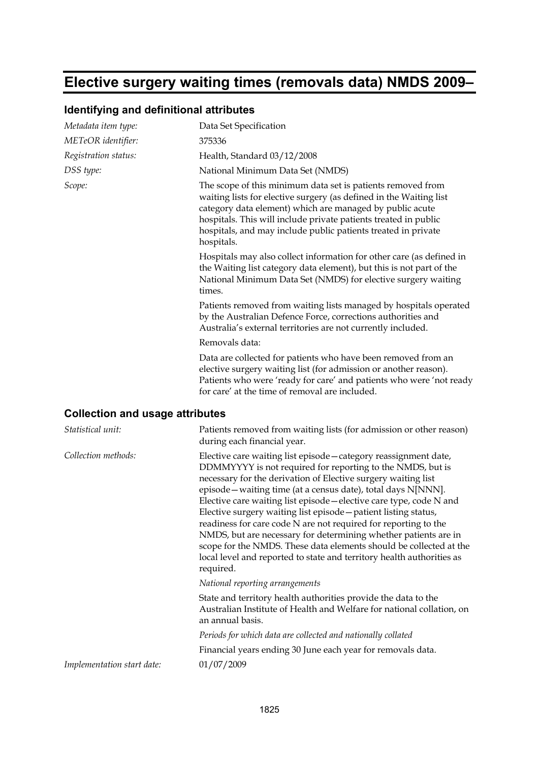# Elective surgery waiting times (removals data) NMDS 2009–

## Identifying and definitional attributes

*Metadata item type:* Data Set Specification

*METeOR identifier:* 375336

*Registration status:* Health, Standard 03/12/2008

*DSS type:* National Minimum Data Set (NMDS)

*Scope:* The scope of this minimum data set is patients removed from waiting lists for elective surgery (as defined in the Waiting list category data element) which are managed by public acute hospitals. This will include private patients treated in public hospitals, and may include public patients treated in private hospitals.

Hospitals may also collect information for other care (as defined in the Waiting list category data element), but this is not part of the National Minimum Data Set (NMDS) for elective surgery waiting times.

Patients removed from waiting lists managed by hospitals operated by the Australian Defence Force, corrections authorities and Australia's external territories are not currently included.

Removals data:

Data are collected for patients who have been removed from an elective surgery waiting list (for admission or another reason). Patients who were 'ready for care' and patients who were 'not ready for care' at the time of removal are included.

## Collection and usage attributes

*Statistical unit:* Patients removed from waiting lists (for admission or other reason) during each financial year.

*Collection methods:* Elective care waiting list episode—category reassignment date, DDMMYYYY is not required for reporting to the NMDS, but is necessary for the derivation of Elective surgery waiting list episode—waiting time (at a census date), total days N[NNN]. Elective care waiting list episode—elective care type, code N and Elective surgery waiting list episode—patient listing status, readiness for care code N are not required for reporting to the NMDS, but are necessary for determining whether patients are in scope for the NMDS. These data elements should be collected at the local level and reported to state and territory health authorities as required.

*National reporting arrangements*

State and territory health authorities provide the data to the Australian Institute of Health and Welfare for national collation, on an annual basis.

*Periods for which data are collected and nationally collated*

Financial years ending 30 June each year for removals data.

*Implementation start date:* 01/07/2009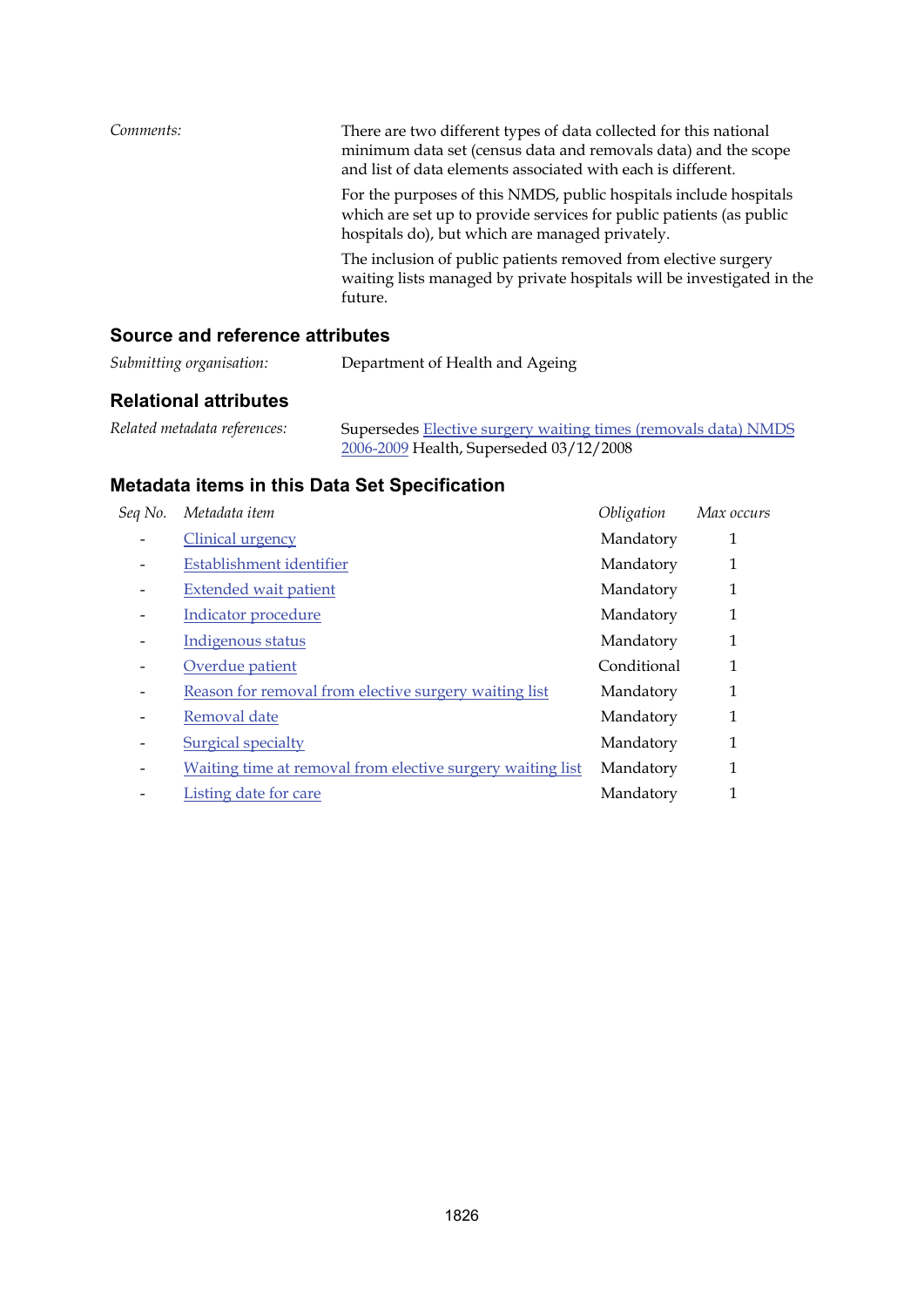*Comments:* There are two different types of data collected for this national minimum data set (census data and removals data) and the scope and list of data elements associated with each is different.

For the purposes of this NMDS, public hospitals include hospitals which are set up to provide services for public patients (as public hospitals do), but which are managed privately.

The inclusion of public patients removed from elective surgery waiting lists managed by private hospitals will be investigated in the future.

### Source and reference attributes

*Submitting organisation:* Department of Health and Ageing

### Relational attributes

*Related metadata references:* Supersedes Elective surgery waiting times (removals data) NMDS 2006-2009 Health, Superseded 03/12/2008

### Metadata items in this Data Set Specification

| *Seq No.* | *Metadata item* | *Obligation* | *Max occurs* |
|---|---|---|---|
| - | Clinical urgency | Mandatory | 1 |
| - | Establishment identifier | Mandatory | 1 |
| - | Extended wait patient | Mandatory | 1 |
| - | Indicator procedure | Mandatory | 1 |
| - | Indigenous status | Mandatory | 1 |
| - | Overdue patient | Conditional | 1 |
| - | Reason for removal from elective surgery waiting list | Mandatory | 1 |
| - | Removal date | Mandatory | 1 |
| - | Surgical specialty | Mandatory | 1 |
| - | Waiting time at removal from elective surgery waiting list | Mandatory | 1 |
| - | Listing date for care | Mandatory | 1 |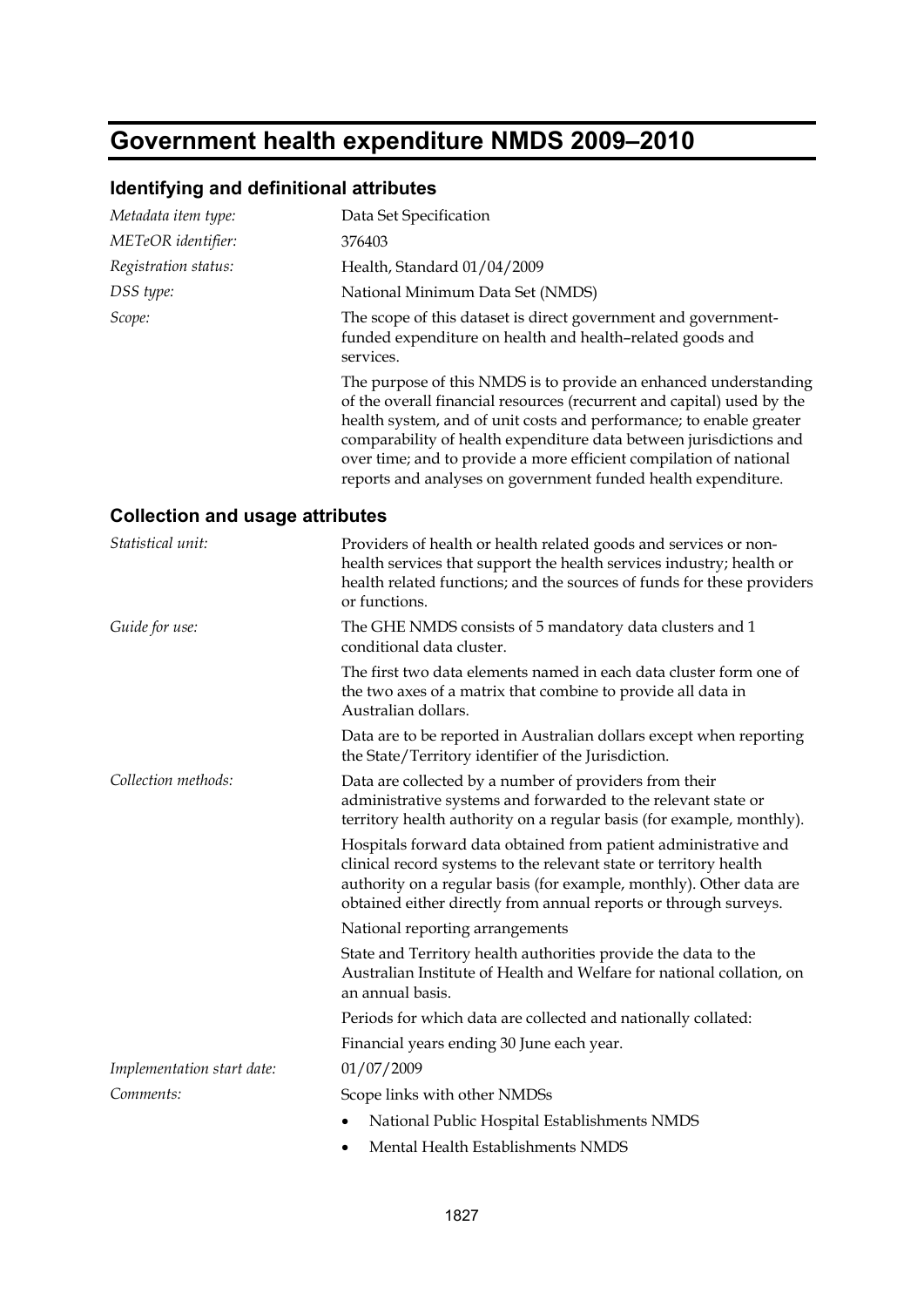# Government health expenditure NMDS 2009–2010

## Identifying and definitional attributes

*Metadata item type:* Data Set Specification

*METeOR identifier:* 376403

*Registration status:* Health, Standard 01/04/2009

*DSS type:* National Minimum Data Set (NMDS)

*Scope:* The scope of this dataset is direct government and government-funded expenditure on health and health–related goods and services.

The purpose of this NMDS is to provide an enhanced understanding of the overall financial resources (recurrent and capital) used by the health system, and of unit costs and performance; to enable greater comparability of health expenditure data between jurisdictions and over time; and to provide a more efficient compilation of national reports and analyses on government funded health expenditure.

## Collection and usage attributes

*Statistical unit:* Providers of health or health related goods and services or non-health services that support the health services industry; health or health related functions; and the sources of funds for these providers or functions.

*Guide for use:* The GHE NMDS consists of 5 mandatory data clusters and 1 conditional data cluster.

The first two data elements named in each data cluster form one of the two axes of a matrix that combine to provide all data in Australian dollars.

Data are to be reported in Australian dollars except when reporting the State/Territory identifier of the Jurisdiction.

*Collection methods:* Data are collected by a number of providers from their administrative systems and forwarded to the relevant state or territory health authority on a regular basis (for example, monthly).

Hospitals forward data obtained from patient administrative and clinical record systems to the relevant state or territory health authority on a regular basis (for example, monthly). Other data are obtained either directly from annual reports or through surveys.

National reporting arrangements

State and Territory health authorities provide the data to the Australian Institute of Health and Welfare for national collation, on an annual basis.

Periods for which data are collected and nationally collated:

Financial years ending 30 June each year.

*Implementation start date:* 01/07/2009

*Comments:* Scope links with other NMDSs

- National Public Hospital Establishments NMDS
- Mental Health Establishments NMDS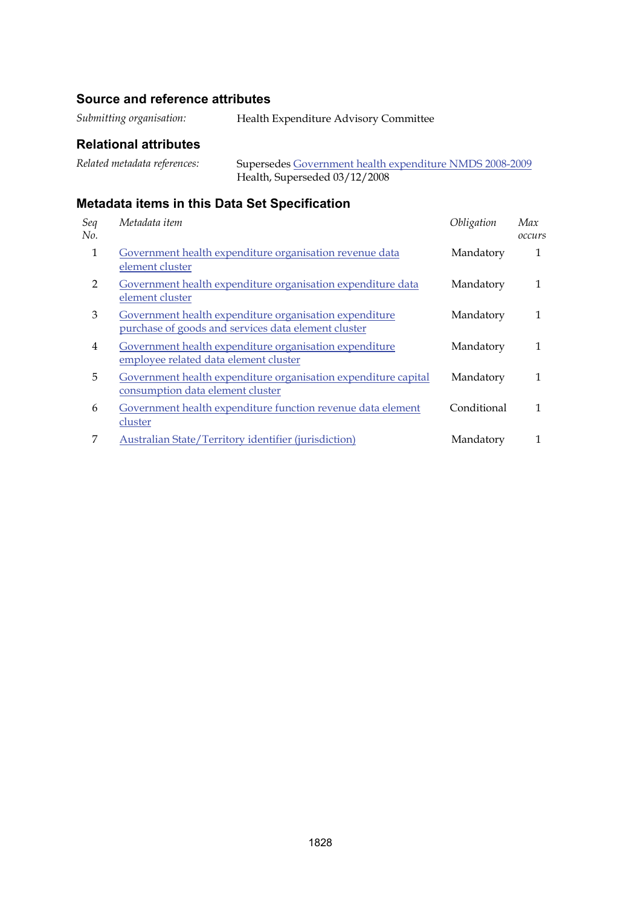## Source and reference attributes

*Submitting organisation:* Health Expenditure Advisory Committee

## Relational attributes

*Related metadata references:* Supersedes Government health expenditure NMDS 2008-2009 Health, Superseded 03/12/2008

## Metadata items in this Data Set Specification

| *Seq No.* | *Metadata item* | *Obligation* | *Max occurs* |
|---|---|---|---|
| 1 | Government health expenditure organisation revenue data element cluster | Mandatory | 1 |
| 2 | Government health expenditure organisation expenditure data element cluster | Mandatory | 1 |
| 3 | Government health expenditure organisation expenditure purchase of goods and services data element cluster | Mandatory | 1 |
| 4 | Government health expenditure organisation expenditure employee related data element cluster | Mandatory | 1 |
| 5 | Government health expenditure organisation expenditure capital consumption data element cluster | Mandatory | 1 |
| 6 | Government health expenditure function revenue data element cluster | Conditional | 1 |
| 7 | Australian State/Territory identifier (jurisdiction) | Mandatory | 1 |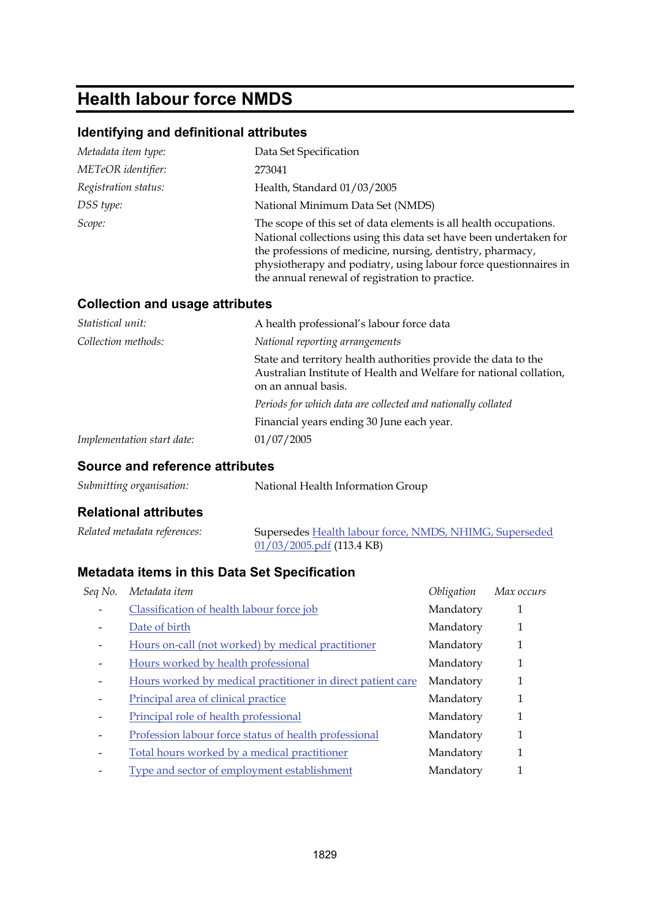# Health labour force NMDS

## Identifying and definitional attributes

| | |
|---|---|
| *Metadata item type:* | Data Set Specification |
| *METeOR identifier:* | 273041 |
| *Registration status:* | Health, Standard 01/03/2005 |
| *DSS type:* | National Minimum Data Set (NMDS) |
| *Scope:* | The scope of this set of data elements is all health occupations. National collections using this data set have been undertaken for the professions of medicine, nursing, dentistry, pharmacy, physiotherapy and podiatry, using labour force questionnaires in the annual renewal of registration to practice. |

## Collection and usage attributes

| | |
|---|---|
| *Statistical unit:* | A health professional's labour force data |
| *Collection methods:* | *National reporting arrangements* |
| | State and territory health authorities provide the data to the Australian Institute of Health and Welfare for national collation, on an annual basis. |
| | *Periods for which data are collected and nationally collated* |
| | Financial years ending 30 June each year. |
| *Implementation start date:* | 01/07/2005 |

## Source and reference attributes

| | |
|---|---|
| *Submitting organisation:* | National Health Information Group |

## Relational attributes

| | |
|---|---|
| *Related metadata references:* | Supersedes Health labour force, NMDS, NHIMG, Superseded 01/03/2005.pdf (113.4 KB) |

## Metadata items in this Data Set Specification

| *Seq No.* | *Metadata item* | *Obligation* | *Max occurs* |
|---|---|---|---|
| - | Classification of health labour force job | Mandatory | 1 |
| - | Date of birth | Mandatory | 1 |
| - | Hours on-call (not worked) by medical practitioner | Mandatory | 1 |
| - | Hours worked by health professional | Mandatory | 1 |
| - | Hours worked by medical practitioner in direct patient care | Mandatory | 1 |
| - | Principal area of clinical practice | Mandatory | 1 |
| - | Principal role of health professional | Mandatory | 1 |
| - | Profession labour force status of health professional | Mandatory | 1 |
| - | Total hours worked by a medical practitioner | Mandatory | 1 |
| - | Type and sector of employment establishment | Mandatory | 1 |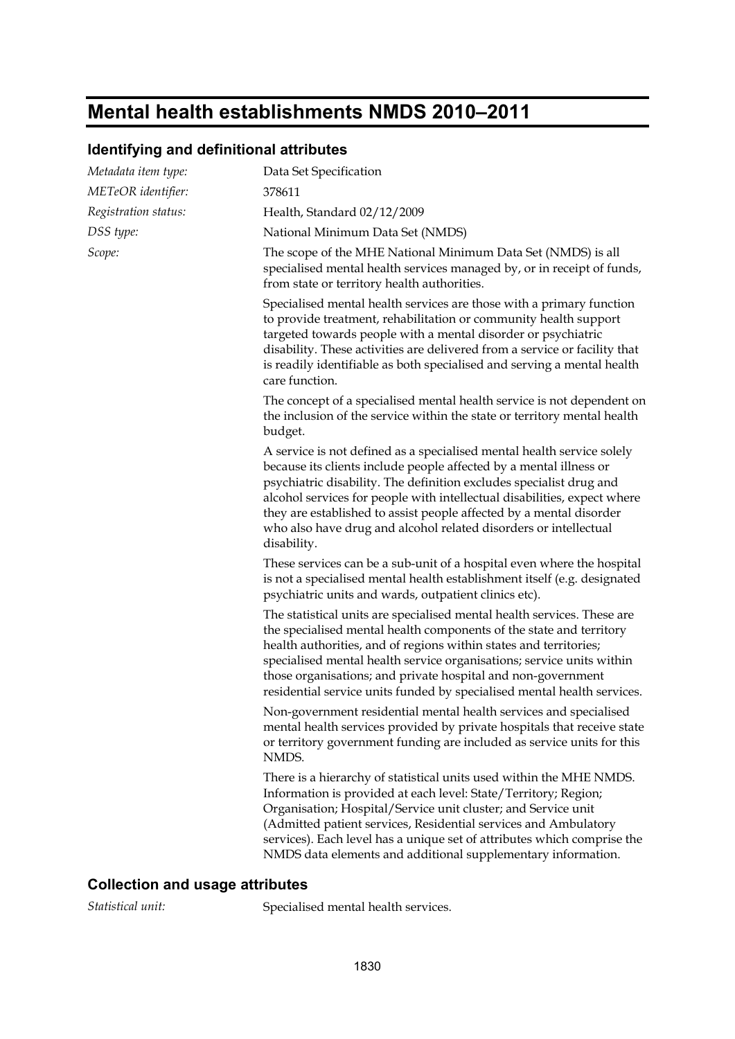# Mental health establishments NMDS 2010–2011

## Identifying and definitional attributes

*Metadata item type:* Data Set Specification

*METeOR identifier:* 378611

*Registration status:* Health, Standard 02/12/2009

*DSS type:* National Minimum Data Set (NMDS)

*Scope:* The scope of the MHE National Minimum Data Set (NMDS) is all specialised mental health services managed by, or in receipt of funds, from state or territory health authorities.

Specialised mental health services are those with a primary function to provide treatment, rehabilitation or community health support targeted towards people with a mental disorder or psychiatric disability. These activities are delivered from a service or facility that is readily identifiable as both specialised and serving a mental health care function.

The concept of a specialised mental health service is not dependent on the inclusion of the service within the state or territory mental health budget.

A service is not defined as a specialised mental health service solely because its clients include people affected by a mental illness or psychiatric disability. The definition excludes specialist drug and alcohol services for people with intellectual disabilities, expect where they are established to assist people affected by a mental disorder who also have drug and alcohol related disorders or intellectual disability.

These services can be a sub-unit of a hospital even where the hospital is not a specialised mental health establishment itself (e.g. designated psychiatric units and wards, outpatient clinics etc).

The statistical units are specialised mental health services. These are the specialised mental health components of the state and territory health authorities, and of regions within states and territories; specialised mental health service organisations; service units within those organisations; and private hospital and non-government residential service units funded by specialised mental health services.

Non-government residential mental health services and specialised mental health services provided by private hospitals that receive state or territory government funding are included as service units for this NMDS.

There is a hierarchy of statistical units used within the MHE NMDS. Information is provided at each level: State/Territory; Region; Organisation; Hospital/Service unit cluster; and Service unit (Admitted patient services, Residential services and Ambulatory services). Each level has a unique set of attributes which comprise the NMDS data elements and additional supplementary information.

## Collection and usage attributes

*Statistical unit:* Specialised mental health services.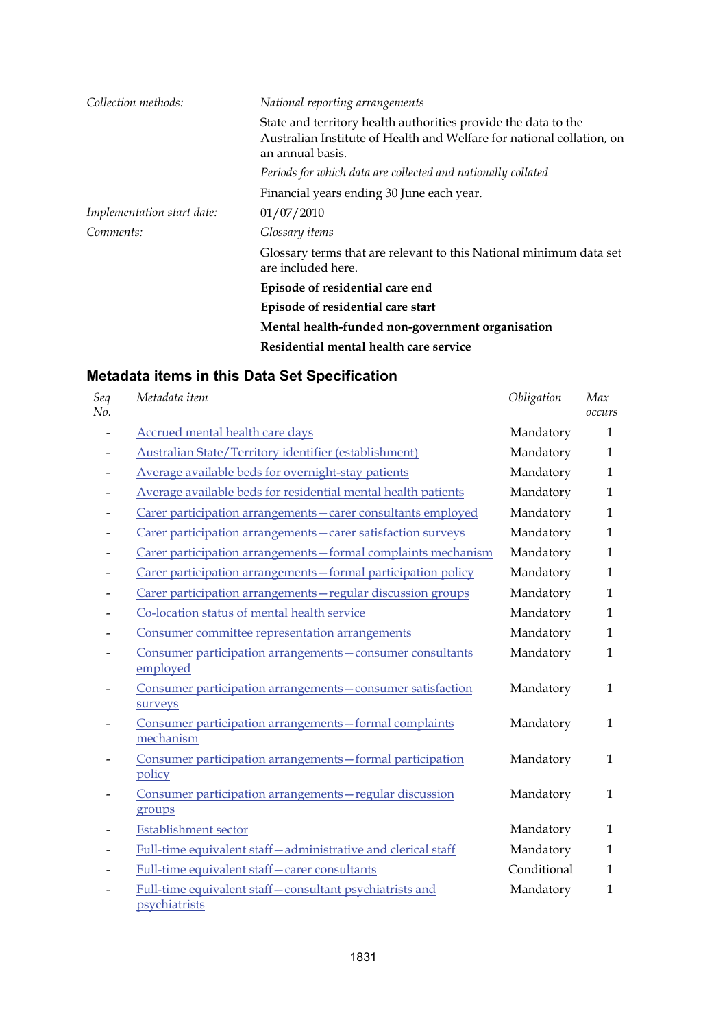| | |
|---|---|
| *Collection methods:* | *National reporting arrangements* |
| | State and territory health authorities provide the data to the Australian Institute of Health and Welfare for national collation, on an annual basis. |
| | *Periods for which data are collected and nationally collated* |
| | Financial years ending 30 June each year. |
| *Implementation start date:* | 01/07/2010 |
| *Comments:* | *Glossary items* |
| | Glossary terms that are relevant to this National minimum data set are included here. |
| | **Episode of residential care end** |
| | **Episode of residential care start** |
| | **Mental health-funded non-government organisation** |
| | **Residential mental health care service** |

## Metadata items in this Data Set Specification

| *Seq No.* | *Metadata item* | *Obligation* | *Max occurs* |
|---|---|---|---|
| - | Accrued mental health care days | Mandatory | 1 |
| - | Australian State/Territory identifier (establishment) | Mandatory | 1 |
| - | Average available beds for overnight-stay patients | Mandatory | 1 |
| - | Average available beds for residential mental health patients | Mandatory | 1 |
| - | Carer participation arrangements—carer consultants employed | Mandatory | 1 |
| - | Carer participation arrangements—carer satisfaction surveys | Mandatory | 1 |
| - | Carer participation arrangements—formal complaints mechanism | Mandatory | 1 |
| - | Carer participation arrangements—formal participation policy | Mandatory | 1 |
| - | Carer participation arrangements—regular discussion groups | Mandatory | 1 |
| - | Co-location status of mental health service | Mandatory | 1 |
| - | Consumer committee representation arrangements | Mandatory | 1 |
| - | Consumer participation arrangements—consumer consultants employed | Mandatory | 1 |
| - | Consumer participation arrangements—consumer satisfaction surveys | Mandatory | 1 |
| - | Consumer participation arrangements—formal complaints mechanism | Mandatory | 1 |
| - | Consumer participation arrangements—formal participation policy | Mandatory | 1 |
| - | Consumer participation arrangements—regular discussion groups | Mandatory | 1 |
| - | Establishment sector | Mandatory | 1 |
| - | Full-time equivalent staff—administrative and clerical staff | Mandatory | 1 |
| - | Full-time equivalent staff—carer consultants | Conditional | 1 |
| - | Full-time equivalent staff—consultant psychiatrists and psychiatrists | Mandatory | 1 |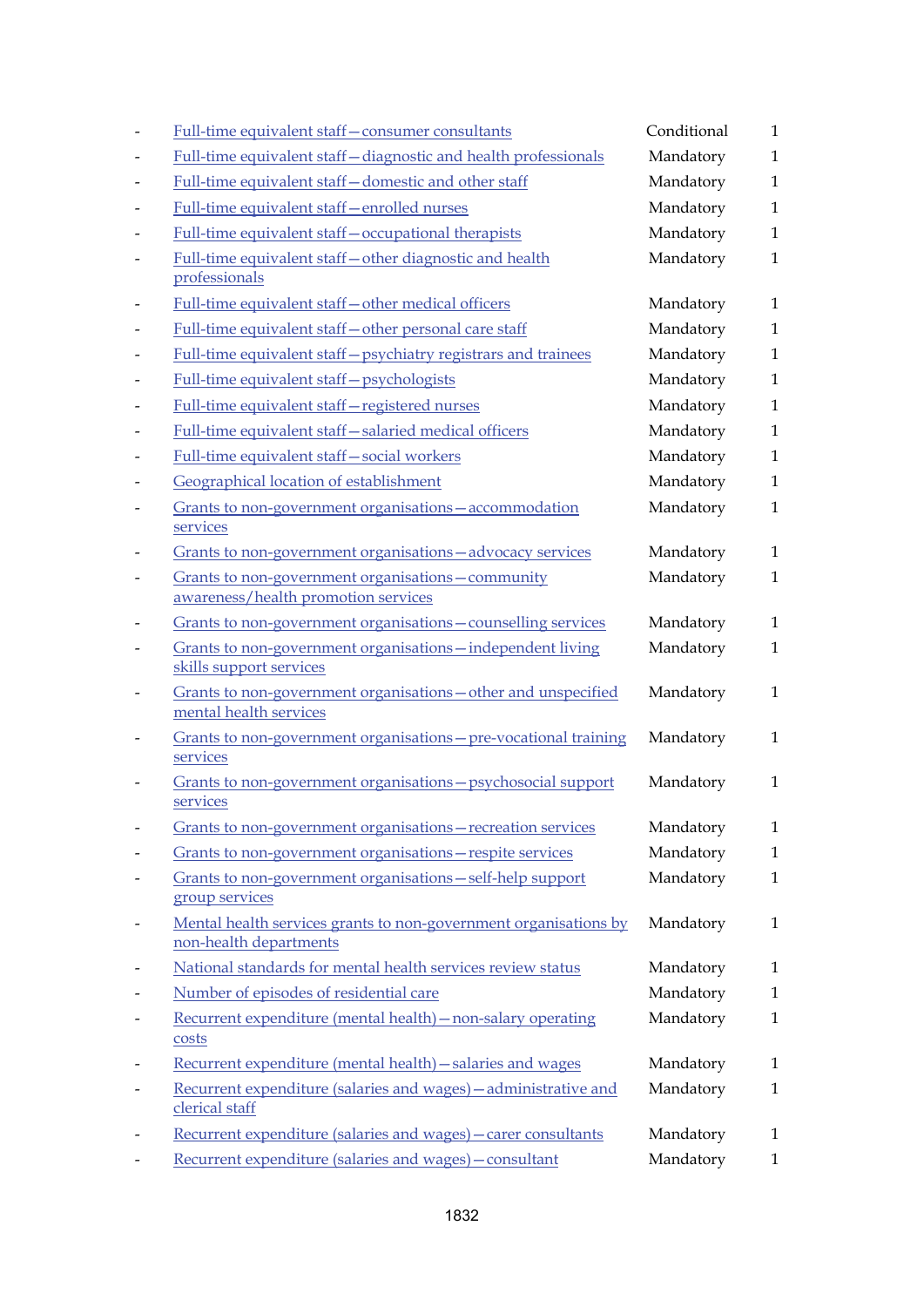- Full-time equivalent staff—consumer consultants Conditional 1
- Full-time equivalent staff—diagnostic and health professionals Mandatory 1
- Full-time equivalent staff—domestic and other staff Mandatory 1
- Full-time equivalent staff—enrolled nurses Mandatory 1
- Full-time equivalent staff—occupational therapists Mandatory 1
- Full-time equivalent staff—other diagnostic and health professionals Mandatory 1
- Full-time equivalent staff—other medical officers Mandatory 1
- Full-time equivalent staff—other personal care staff Mandatory 1
- Full-time equivalent staff—psychiatry registrars and trainees Mandatory 1
- Full-time equivalent staff—psychologists Mandatory 1
- Full-time equivalent staff—registered nurses Mandatory 1
- Full-time equivalent staff—salaried medical officers Mandatory 1
- Full-time equivalent staff—social workers Mandatory 1
- Geographical location of establishment Mandatory 1
- Grants to non-government organisations—accommodation services Mandatory 1
- Grants to non-government organisations—advocacy services Mandatory 1
- Grants to non-government organisations—community awareness/health promotion services Mandatory 1
- Grants to non-government organisations—counselling services Mandatory 1
- Grants to non-government organisations—independent living skills support services Mandatory 1
- Grants to non-government organisations—other and unspecified mental health services Mandatory 1
- Grants to non-government organisations—pre-vocational training services Mandatory 1
- Grants to non-government organisations—psychosocial support services Mandatory 1
- Grants to non-government organisations—recreation services Mandatory 1
- Grants to non-government organisations—respite services Mandatory 1
- Grants to non-government organisations—self-help support group services Mandatory 1
- Mental health services grants to non-government organisations by non-health departments Mandatory 1
- National standards for mental health services review status Mandatory 1
- Number of episodes of residential care Mandatory 1
- Recurrent expenditure (mental health)—non-salary operating costs Mandatory 1
- Recurrent expenditure (mental health)—salaries and wages Mandatory 1
- Recurrent expenditure (salaries and wages)—administrative and clerical staff Mandatory 1
- Recurrent expenditure (salaries and wages)—carer consultants Mandatory 1
- Recurrent expenditure (salaries and wages)—consultant Mandatory 1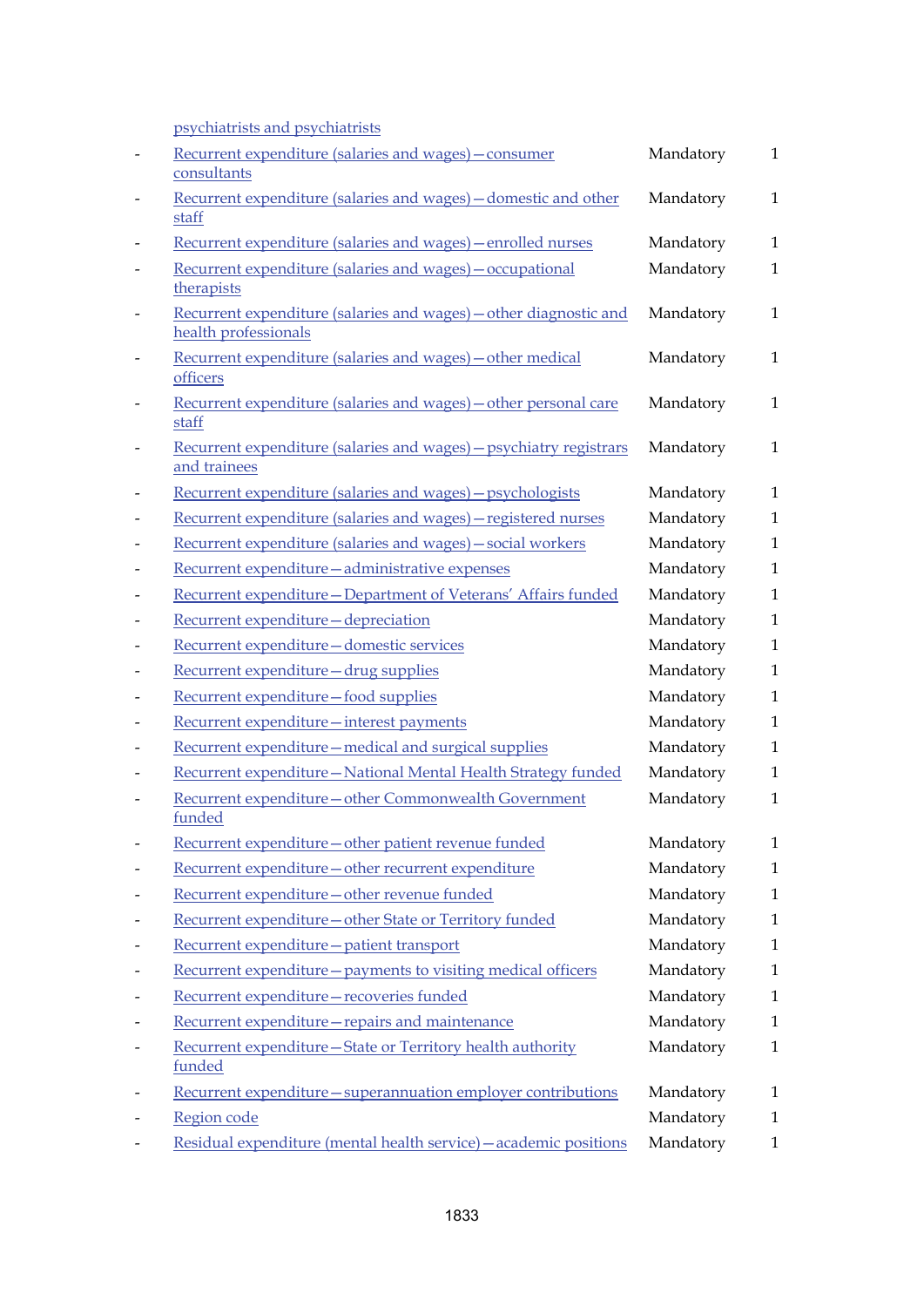psychiatrists and psychiatrists

| | | | |
|---|---|---|---|
| - | Recurrent expenditure (salaries and wages)—consumer consultants | Mandatory | 1 |
| - | Recurrent expenditure (salaries and wages)—domestic and other staff | Mandatory | 1 |
| - | Recurrent expenditure (salaries and wages)—enrolled nurses | Mandatory | 1 |
| - | Recurrent expenditure (salaries and wages)—occupational therapists | Mandatory | 1 |
| - | Recurrent expenditure (salaries and wages)—other diagnostic and health professionals | Mandatory | 1 |
| - | Recurrent expenditure (salaries and wages)—other medical officers | Mandatory | 1 |
| - | Recurrent expenditure (salaries and wages)—other personal care staff | Mandatory | 1 |
| - | Recurrent expenditure (salaries and wages)—psychiatry registrars and trainees | Mandatory | 1 |
| - | Recurrent expenditure (salaries and wages)—psychologists | Mandatory | 1 |
| - | Recurrent expenditure (salaries and wages)—registered nurses | Mandatory | 1 |
| - | Recurrent expenditure (salaries and wages)—social workers | Mandatory | 1 |
| - | Recurrent expenditure—administrative expenses | Mandatory | 1 |
| - | Recurrent expenditure—Department of Veterans' Affairs funded | Mandatory | 1 |
| - | Recurrent expenditure—depreciation | Mandatory | 1 |
| - | Recurrent expenditure—domestic services | Mandatory | 1 |
| - | Recurrent expenditure—drug supplies | Mandatory | 1 |
| - | Recurrent expenditure—food supplies | Mandatory | 1 |
| - | Recurrent expenditure—interest payments | Mandatory | 1 |
| - | Recurrent expenditure—medical and surgical supplies | Mandatory | 1 |
| - | Recurrent expenditure—National Mental Health Strategy funded | Mandatory | 1 |
| - | Recurrent expenditure—other Commonwealth Government funded | Mandatory | 1 |
| - | Recurrent expenditure—other patient revenue funded | Mandatory | 1 |
| - | Recurrent expenditure—other recurrent expenditure | Mandatory | 1 |
| - | Recurrent expenditure—other revenue funded | Mandatory | 1 |
| - | Recurrent expenditure—other State or Territory funded | Mandatory | 1 |
| - | Recurrent expenditure—patient transport | Mandatory | 1 |
| - | Recurrent expenditure—payments to visiting medical officers | Mandatory | 1 |
| - | Recurrent expenditure—recoveries funded | Mandatory | 1 |
| - | Recurrent expenditure—repairs and maintenance | Mandatory | 1 |
| - | Recurrent expenditure—State or Territory health authority funded | Mandatory | 1 |
| - | Recurrent expenditure—superannuation employer contributions | Mandatory | 1 |
| - | Region code | Mandatory | 1 |
| - | Residual expenditure (mental health service)—academic positions | Mandatory | 1 |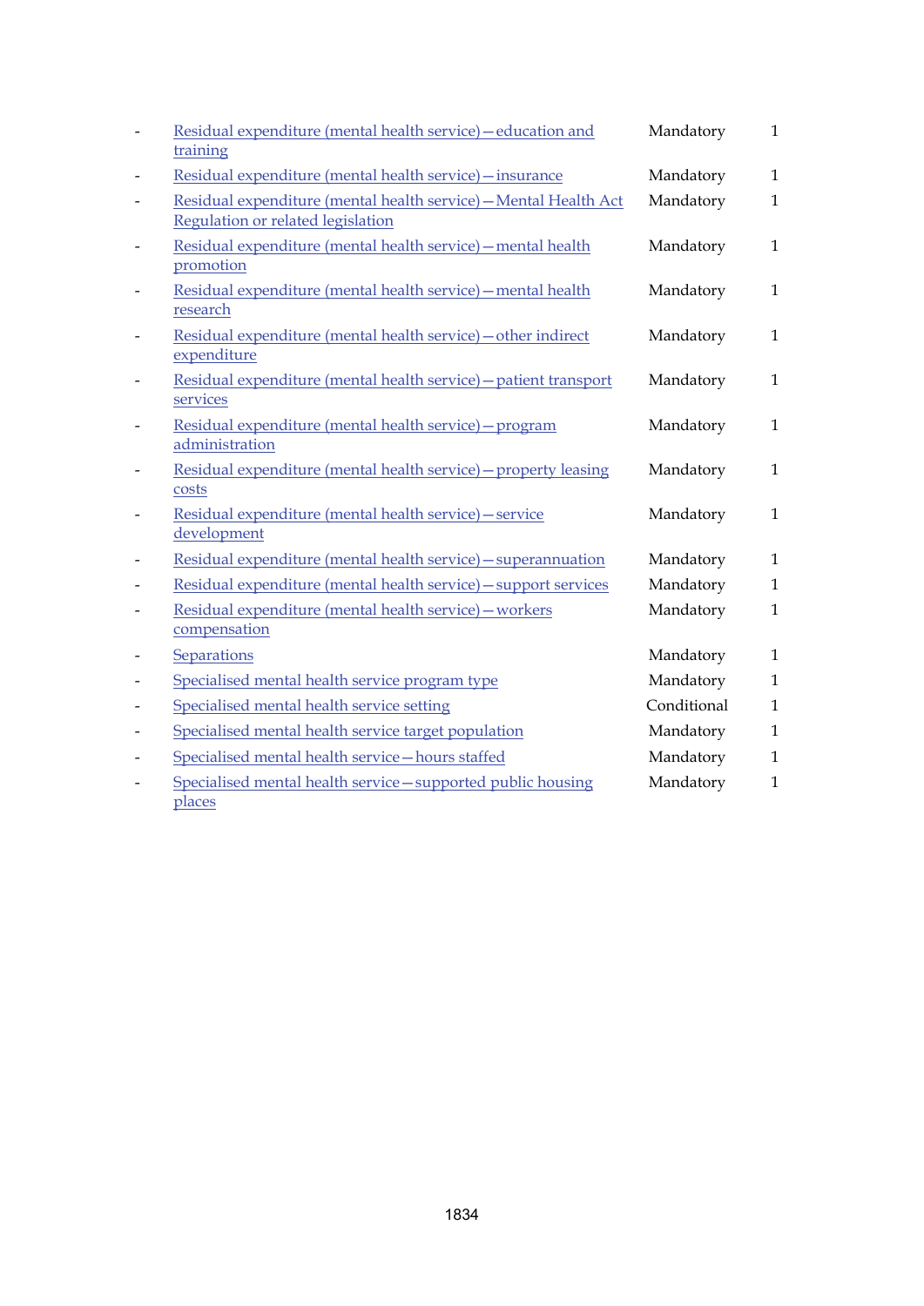| | | | |
|---|---|---|---|
| - | Residual expenditure (mental health service)—education and training | Mandatory | 1 |
| - | Residual expenditure (mental health service)—insurance | Mandatory | 1 |
| - | Residual expenditure (mental health service)—Mental Health Act Regulation or related legislation | Mandatory | 1 |
| - | Residual expenditure (mental health service)—mental health promotion | Mandatory | 1 |
| - | Residual expenditure (mental health service)—mental health research | Mandatory | 1 |
| - | Residual expenditure (mental health service)—other indirect expenditure | Mandatory | 1 |
| - | Residual expenditure (mental health service)—patient transport services | Mandatory | 1 |
| - | Residual expenditure (mental health service)—program administration | Mandatory | 1 |
| - | Residual expenditure (mental health service)—property leasing costs | Mandatory | 1 |
| - | Residual expenditure (mental health service)—service development | Mandatory | 1 |
| - | Residual expenditure (mental health service)—superannuation | Mandatory | 1 |
| - | Residual expenditure (mental health service)—support services | Mandatory | 1 |
| - | Residual expenditure (mental health service)—workers compensation | Mandatory | 1 |
| - | Separations | Mandatory | 1 |
| - | Specialised mental health service program type | Mandatory | 1 |
| - | Specialised mental health service setting | Conditional | 1 |
| - | Specialised mental health service target population | Mandatory | 1 |
| - | Specialised mental health service—hours staffed | Mandatory | 1 |
| - | Specialised mental health service—supported public housing places | Mandatory | 1 |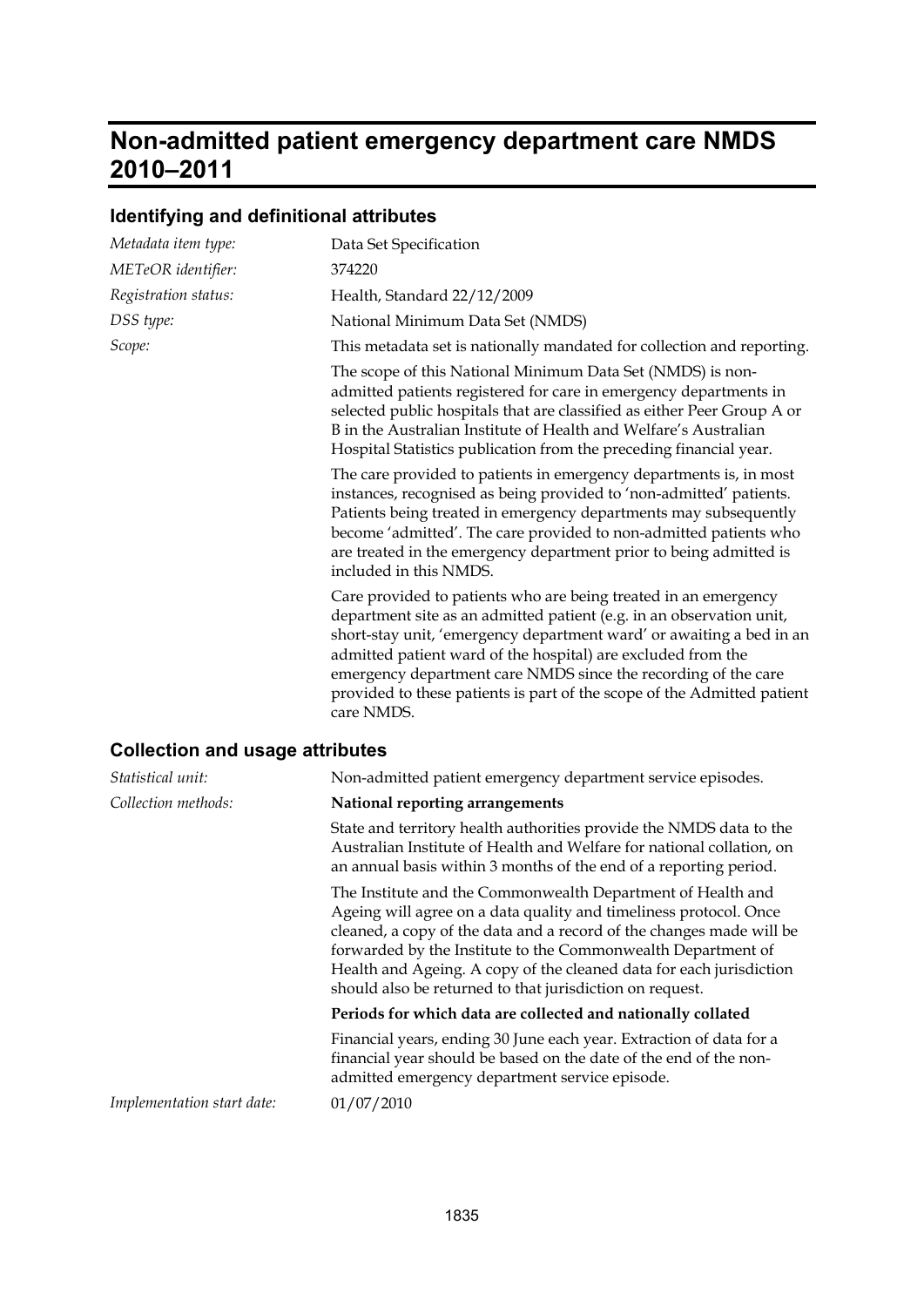# Non-admitted patient emergency department care NMDS 2010–2011

## Identifying and definitional attributes

| | |
|---|---|
| *Metadata item type:* | Data Set Specification |
| *METeOR identifier:* | 374220 |
| *Registration status:* | Health, Standard 22/12/2009 |
| *DSS type:* | National Minimum Data Set (NMDS) |
| *Scope:* | This metadata set is nationally mandated for collection and reporting. |

The scope of this National Minimum Data Set (NMDS) is non-admitted patients registered for care in emergency departments in selected public hospitals that are classified as either Peer Group A or B in the Australian Institute of Health and Welfare's Australian Hospital Statistics publication from the preceding financial year.

The care provided to patients in emergency departments is, in most instances, recognised as being provided to 'non-admitted' patients. Patients being treated in emergency departments may subsequently become 'admitted'. The care provided to non-admitted patients who are treated in the emergency department prior to being admitted is included in this NMDS.

Care provided to patients who are being treated in an emergency department site as an admitted patient (e.g. in an observation unit, short-stay unit, 'emergency department ward' or awaiting a bed in an admitted patient ward of the hospital) are excluded from the emergency department care NMDS since the recording of the care provided to these patients is part of the scope of the Admitted patient care NMDS.

## Collection and usage attributes

*Statistical unit:* Non-admitted patient emergency department service episodes.

*Collection methods:* **National reporting arrangements**

State and territory health authorities provide the NMDS data to the Australian Institute of Health and Welfare for national collation, on an annual basis within 3 months of the end of a reporting period.

The Institute and the Commonwealth Department of Health and Ageing will agree on a data quality and timeliness protocol. Once cleaned, a copy of the data and a record of the changes made will be forwarded by the Institute to the Commonwealth Department of Health and Ageing. A copy of the cleaned data for each jurisdiction should also be returned to that jurisdiction on request.

**Periods for which data are collected and nationally collated**

Financial years, ending 30 June each year. Extraction of data for a financial year should be based on the date of the end of the non-admitted emergency department service episode.

*Implementation start date:* 01/07/2010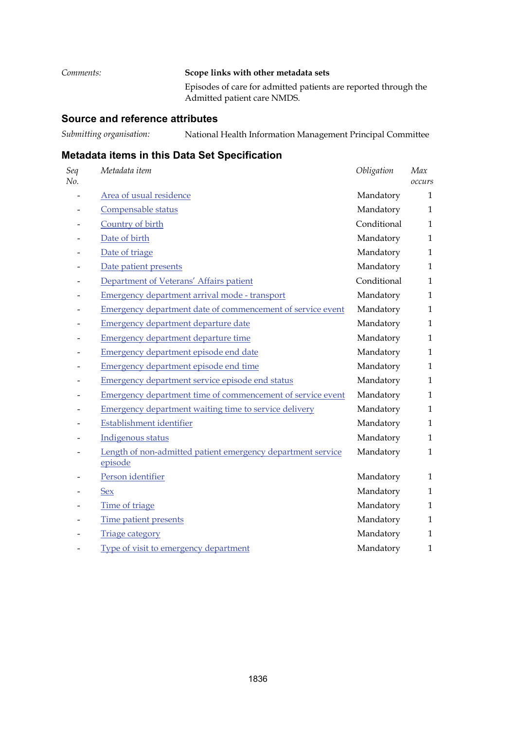*Comments:* **Scope links with other metadata sets**

Episodes of care for admitted patients are reported through the Admitted patient care NMDS.

## Source and reference attributes

*Submitting organisation:* National Health Information Management Principal Committee

## Metadata items in this Data Set Specification

| *Seq No.* | *Metadata item* | *Obligation* | *Max occurs* |
|---|---|---|---|
| - | Area of usual residence | Mandatory | 1 |
| - | Compensable status | Mandatory | 1 |
| - | Country of birth | Conditional | 1 |
| - | Date of birth | Mandatory | 1 |
| - | Date of triage | Mandatory | 1 |
| - | Date patient presents | Mandatory | 1 |
| - | Department of Veterans' Affairs patient | Conditional | 1 |
| - | Emergency department arrival mode - transport | Mandatory | 1 |
| - | Emergency department date of commencement of service event | Mandatory | 1 |
| - | Emergency department departure date | Mandatory | 1 |
| - | Emergency department departure time | Mandatory | 1 |
| - | Emergency department episode end date | Mandatory | 1 |
| - | Emergency department episode end time | Mandatory | 1 |
| - | Emergency department service episode end status | Mandatory | 1 |
| - | Emergency department time of commencement of service event | Mandatory | 1 |
| - | Emergency department waiting time to service delivery | Mandatory | 1 |
| - | Establishment identifier | Mandatory | 1 |
| - | Indigenous status | Mandatory | 1 |
| - | Length of non-admitted patient emergency department service episode | Mandatory | 1 |
| - | Person identifier | Mandatory | 1 |
| - | Sex | Mandatory | 1 |
| - | Time of triage | Mandatory | 1 |
| - | Time patient presents | Mandatory | 1 |
| - | Triage category | Mandatory | 1 |
| - | Type of visit to emergency department | Mandatory | 1 |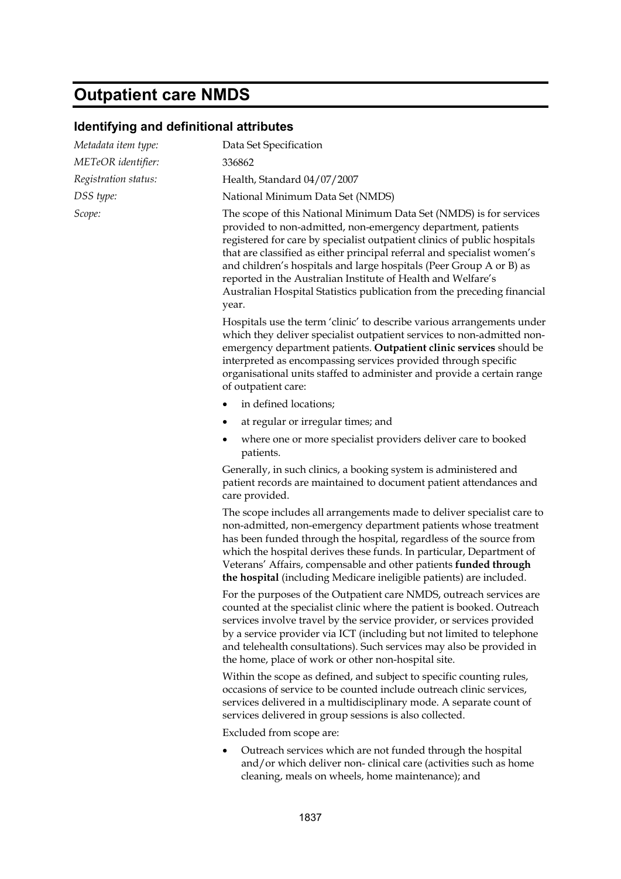# Outpatient care NMDS

## Identifying and definitional attributes

*Metadata item type:* Data Set Specification

*METeOR identifier:* 336862

*Registration status:* Health, Standard 04/07/2007

*DSS type:* National Minimum Data Set (NMDS)

*Scope:* The scope of this National Minimum Data Set (NMDS) is for services provided to non-admitted, non-emergency department, patients registered for care by specialist outpatient clinics of public hospitals that are classified as either principal referral and specialist women's and children's hospitals and large hospitals (Peer Group A or B) as reported in the Australian Institute of Health and Welfare's Australian Hospital Statistics publication from the preceding financial year.

Hospitals use the term 'clinic' to describe various arrangements under which they deliver specialist outpatient services to non-admitted non-emergency department patients. **Outpatient clinic services** should be interpreted as encompassing services provided through specific organisational units staffed to administer and provide a certain range of outpatient care:

- in defined locations;
- at regular or irregular times; and
- where one or more specialist providers deliver care to booked patients.

Generally, in such clinics, a booking system is administered and patient records are maintained to document patient attendances and care provided.

The scope includes all arrangements made to deliver specialist care to non-admitted, non-emergency department patients whose treatment has been funded through the hospital, regardless of the source from which the hospital derives these funds. In particular, Department of Veterans' Affairs, compensable and other patients **funded through the hospital** (including Medicare ineligible patients) are included.

For the purposes of the Outpatient care NMDS, outreach services are counted at the specialist clinic where the patient is booked. Outreach services involve travel by the service provider, or services provided by a service provider via ICT (including but not limited to telephone and telehealth consultations). Such services may also be provided in the home, place of work or other non-hospital site.

Within the scope as defined, and subject to specific counting rules, occasions of service to be counted include outreach clinic services, services delivered in a multidisciplinary mode. A separate count of services delivered in group sessions is also collected.

Excluded from scope are:

- Outreach services which are not funded through the hospital and/or which deliver non- clinical care (activities such as home cleaning, meals on wheels, home maintenance); and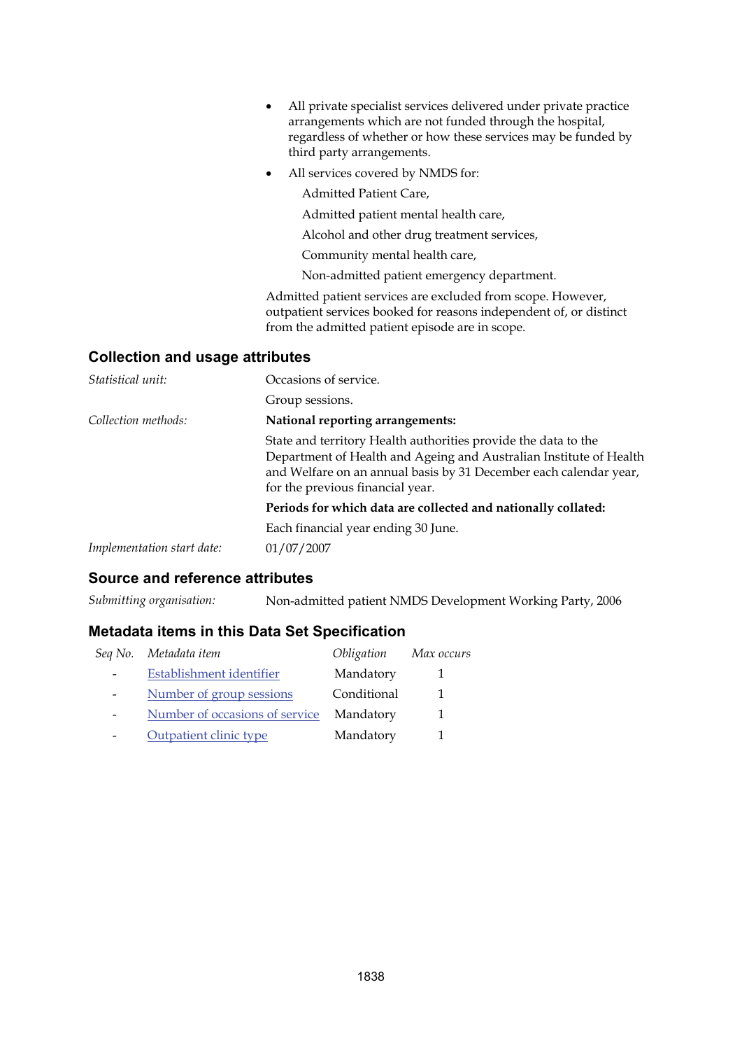- All private specialist services delivered under private practice arrangements which are not funded through the hospital, regardless of whether or how these services may be funded by third party arrangements.
- All services covered by NMDS for:

  Admitted Patient Care,

  Admitted patient mental health care,

  Alcohol and other drug treatment services,

  Community mental health care,

  Non-admitted patient emergency department.

Admitted patient services are excluded from scope. However, outpatient services booked for reasons independent of, or distinct from the admitted patient episode are in scope.

## Collection and usage attributes

*Statistical unit:* Occasions of service.

Group sessions.

*Collection methods:* **National reporting arrangements:**

State and territory Health authorities provide the data to the Department of Health and Ageing and Australian Institute of Health and Welfare on an annual basis by 31 December each calendar year, for the previous financial year.

**Periods for which data are collected and nationally collated:**

Each financial year ending 30 June.

*Implementation start date:* 01/07/2007

## Source and reference attributes

*Submitting organisation:* Non-admitted patient NMDS Development Working Party, 2006

## Metadata items in this Data Set Specification

| *Seq No.* | *Metadata item* | *Obligation* | *Max occurs* |
|---|---|---|---|
| - | Establishment identifier | Mandatory | 1 |
| - | Number of group sessions | Conditional | 1 |
| - | Number of occasions of service | Mandatory | 1 |
| - | Outpatient clinic type | Mandatory | 1 |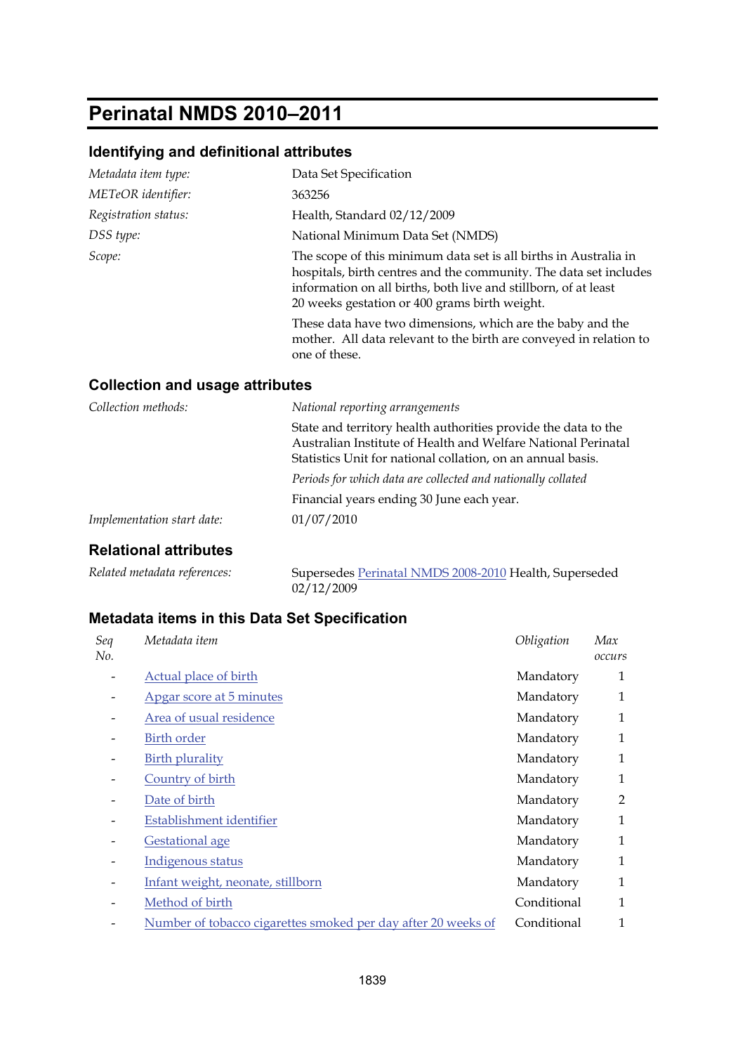# Perinatal NMDS 2010–2011

## Identifying and definitional attributes

| | |
|---|---|
| *Metadata item type:* | Data Set Specification |
| *METeOR identifier:* | 363256 |
| *Registration status:* | Health, Standard 02/12/2009 |
| *DSS type:* | National Minimum Data Set (NMDS) |
| *Scope:* | The scope of this minimum data set is all births in Australia in hospitals, birth centres and the community. The data set includes information on all births, both live and stillborn, of at least 20 weeks gestation or 400 grams birth weight.<br><br>These data have two dimensions, which are the baby and the mother. All data relevant to the birth are conveyed in relation to one of these. |

## Collection and usage attributes

| | |
|---|---|
| *Collection methods:* | *National reporting arrangements*<br><br>State and territory health authorities provide the data to the Australian Institute of Health and Welfare National Perinatal Statistics Unit for national collation, on an annual basis.<br><br>*Periods for which data are collected and nationally collated*<br><br>Financial years ending 30 June each year. |
| *Implementation start date:* | 01/07/2010 |

## Relational attributes

| | |
|---|---|
| *Related metadata references:* | Supersedes Perinatal NMDS 2008-2010 Health, Superseded 02/12/2009 |

## Metadata items in this Data Set Specification

| *Seq No.* | *Metadata item* | *Obligation* | *Max occurs* |
|---|---|---|---|
| - | Actual place of birth | Mandatory | 1 |
| - | Apgar score at 5 minutes | Mandatory | 1 |
| - | Area of usual residence | Mandatory | 1 |
| - | Birth order | Mandatory | 1 |
| - | Birth plurality | Mandatory | 1 |
| - | Country of birth | Mandatory | 1 |
| - | Date of birth | Mandatory | 2 |
| - | Establishment identifier | Mandatory | 1 |
| - | Gestational age | Mandatory | 1 |
| - | Indigenous status | Mandatory | 1 |
| - | Infant weight, neonate, stillborn | Mandatory | 1 |
| - | Method of birth | Conditional | 1 |
| - | Number of tobacco cigarettes smoked per day after 20 weeks of | Conditional | 1 |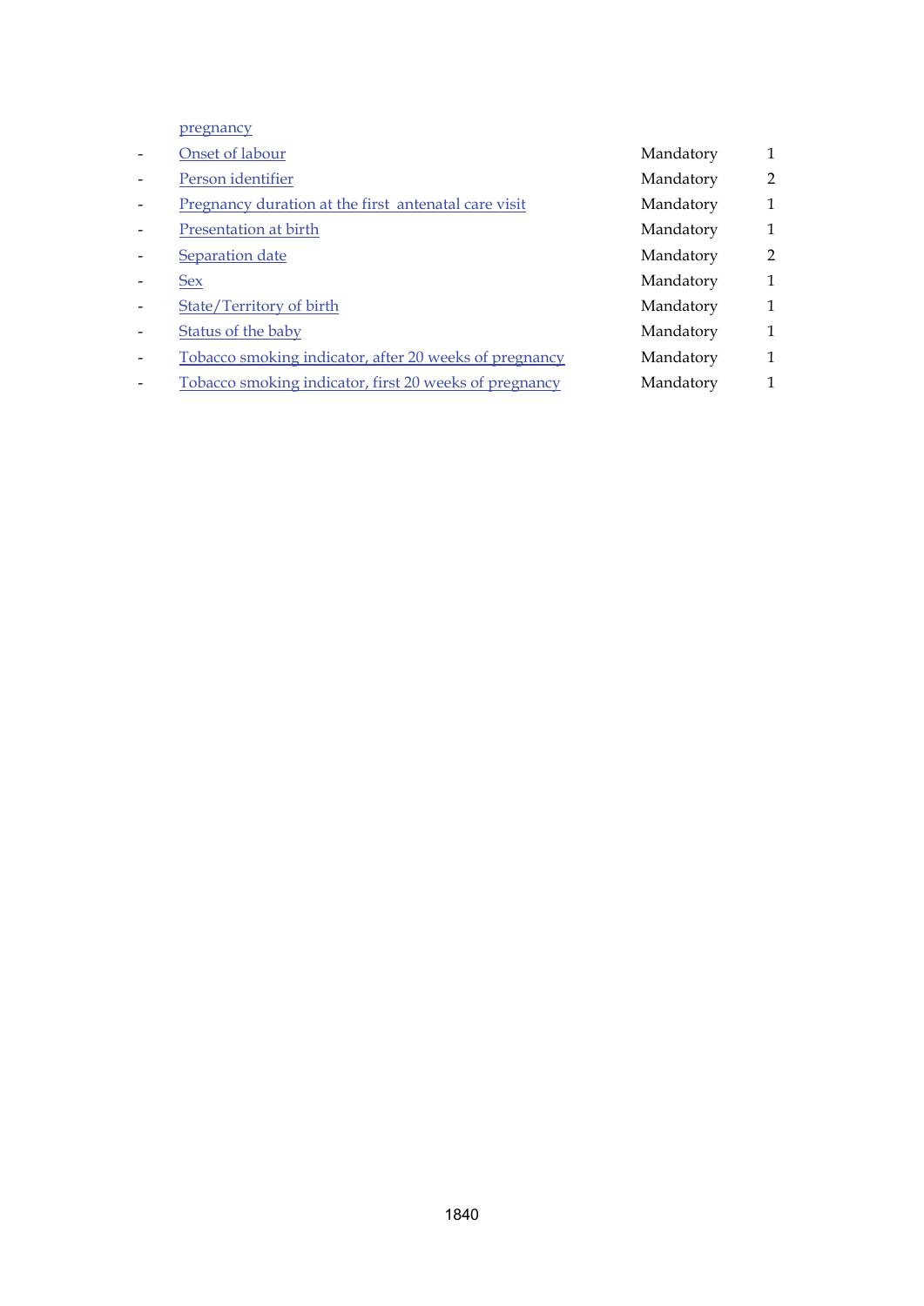| | | | |
|---|---|---|---|
| | pregnancy | | |
| - | Onset of labour | Mandatory | 1 |
| - | Person identifier | Mandatory | 2 |
| - | Pregnancy duration at the first antenatal care visit | Mandatory | 1 |
| - | Presentation at birth | Mandatory | 1 |
| - | Separation date | Mandatory | 2 |
| - | Sex | Mandatory | 1 |
| - | State/Territory of birth | Mandatory | 1 |
| - | Status of the baby | Mandatory | 1 |
| - | Tobacco smoking indicator, after 20 weeks of pregnancy | Mandatory | 1 |
| - | Tobacco smoking indicator, first 20 weeks of pregnancy | Mandatory | 1 |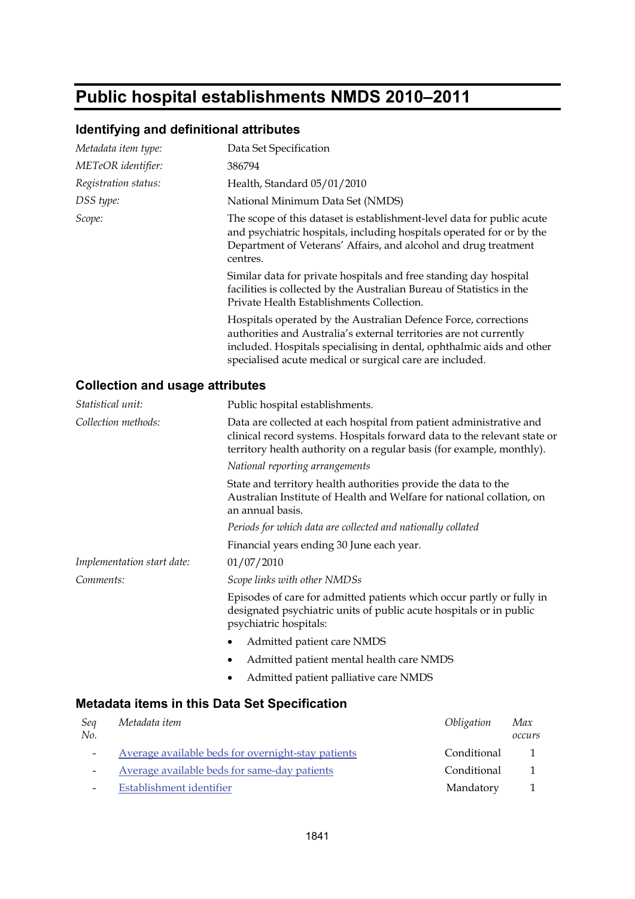# Public hospital establishments NMDS 2010–2011

## Identifying and definitional attributes

| | |
|---|---|
| *Metadata item type:* | Data Set Specification |
| *METeOR identifier:* | 386794 |
| *Registration status:* | Health, Standard 05/01/2010 |
| *DSS type:* | National Minimum Data Set (NMDS) |
| *Scope:* | The scope of this dataset is establishment-level data for public acute and psychiatric hospitals, including hospitals operated for or by the Department of Veterans' Affairs, and alcohol and drug treatment centres. |

Similar data for private hospitals and free standing day hospital facilities is collected by the Australian Bureau of Statistics in the Private Health Establishments Collection.

Hospitals operated by the Australian Defence Force, corrections authorities and Australia's external territories are not currently included. Hospitals specialising in dental, ophthalmic aids and other specialised acute medical or surgical care are included.

## Collection and usage attributes

*Statistical unit:* Public hospital establishments.

*Collection methods:* Data are collected at each hospital from patient administrative and clinical record systems. Hospitals forward data to the relevant state or territory health authority on a regular basis (for example, monthly).

*National reporting arrangements*

State and territory health authorities provide the data to the Australian Institute of Health and Welfare for national collation, on an annual basis.

*Periods for which data are collected and nationally collated*

Financial years ending 30 June each year.

*Implementation start date:* 01/07/2010

*Comments:* *Scope links with other NMDSs*

Episodes of care for admitted patients which occur partly or fully in designated psychiatric units of public acute hospitals or in public psychiatric hospitals:

- Admitted patient care NMDS
- Admitted patient mental health care NMDS
- Admitted patient palliative care NMDS

## Metadata items in this Data Set Specification

| *Seq No.* | *Metadata item* | *Obligation* | *Max occurs* |
|---|---|---|---|
| - | Average available beds for overnight-stay patients | Conditional | 1 |
| - | Average available beds for same-day patients | Conditional | 1 |
| - | Establishment identifier | Mandatory | 1 |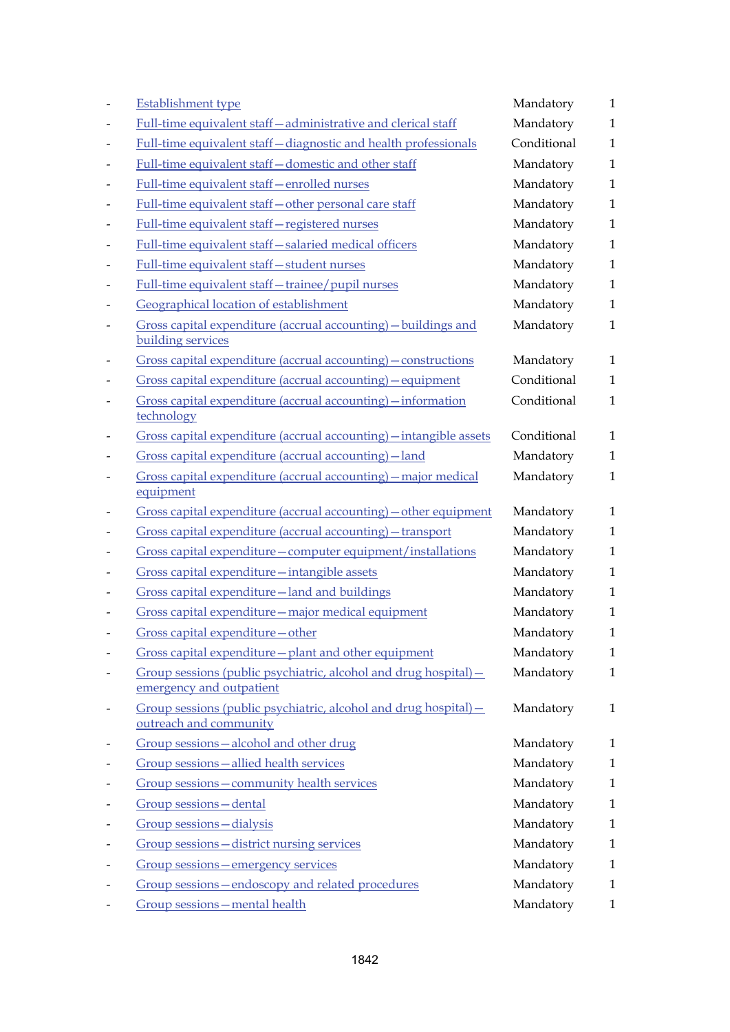- Establishment type Mandatory 1
- Full-time equivalent staff—administrative and clerical staff Mandatory 1
- Full-time equivalent staff—diagnostic and health professionals Conditional 1
- Full-time equivalent staff—domestic and other staff Mandatory 1
- Full-time equivalent staff—enrolled nurses Mandatory 1
- Full-time equivalent staff—other personal care staff Mandatory 1
- Full-time equivalent staff—registered nurses Mandatory 1
- Full-time equivalent staff—salaried medical officers Mandatory 1
- Full-time equivalent staff—student nurses Mandatory 1
- Full-time equivalent staff—trainee/pupil nurses Mandatory 1
- Geographical location of establishment Mandatory 1
- Gross capital expenditure (accrual accounting)—buildings and building services Mandatory 1
- Gross capital expenditure (accrual accounting)—constructions Mandatory 1
- Gross capital expenditure (accrual accounting)—equipment Conditional 1
- Gross capital expenditure (accrual accounting)—information technology Conditional 1
- Gross capital expenditure (accrual accounting)—intangible assets Conditional 1
- Gross capital expenditure (accrual accounting)—land Mandatory 1
- Gross capital expenditure (accrual accounting)—major medical equipment Mandatory 1
- Gross capital expenditure (accrual accounting)—other equipment Mandatory 1
- Gross capital expenditure (accrual accounting)—transport Mandatory 1
- Gross capital expenditure—computer equipment/installations Mandatory 1
- Gross capital expenditure—intangible assets Mandatory 1
- Gross capital expenditure—land and buildings Mandatory 1
- Gross capital expenditure—major medical equipment Mandatory 1
- Gross capital expenditure—other Mandatory 1
- Gross capital expenditure—plant and other equipment Mandatory 1
- Group sessions (public psychiatric, alcohol and drug hospital)—emergency and outpatient Mandatory 1
- Group sessions (public psychiatric, alcohol and drug hospital)—outreach and community Mandatory 1
- Group sessions—alcohol and other drug Mandatory 1
- Group sessions—allied health services Mandatory 1
- Group sessions—community health services Mandatory 1
- Group sessions—dental Mandatory 1
- Group sessions—dialysis Mandatory 1
- Group sessions—district nursing services Mandatory 1
- Group sessions—emergency services Mandatory 1
- Group sessions—endoscopy and related procedures Mandatory 1
- Group sessions—mental health Mandatory 1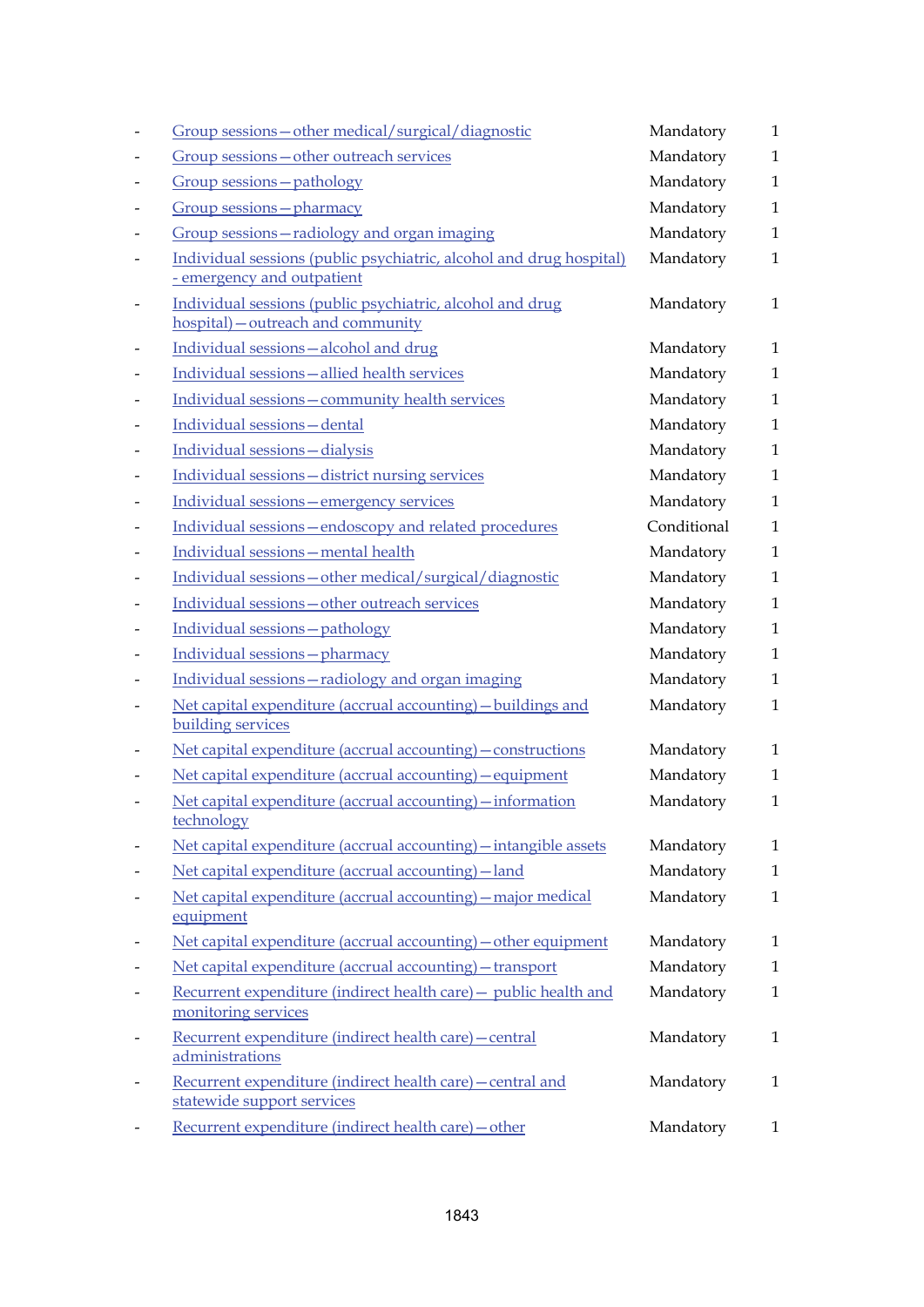| | | | |
|---|---|---|---|
| - | Group sessions—other medical/surgical/diagnostic | Mandatory | 1 |
| - | Group sessions—other outreach services | Mandatory | 1 |
| - | Group sessions—pathology | Mandatory | 1 |
| - | Group sessions—pharmacy | Mandatory | 1 |
| - | Group sessions—radiology and organ imaging | Mandatory | 1 |
| - | Individual sessions (public psychiatric, alcohol and drug hospital) - emergency and outpatient | Mandatory | 1 |
| - | Individual sessions (public psychiatric, alcohol and drug hospital)—outreach and community | Mandatory | 1 |
| - | Individual sessions—alcohol and drug | Mandatory | 1 |
| - | Individual sessions—allied health services | Mandatory | 1 |
| - | Individual sessions—community health services | Mandatory | 1 |
| - | Individual sessions—dental | Mandatory | 1 |
| - | Individual sessions—dialysis | Mandatory | 1 |
| - | Individual sessions—district nursing services | Mandatory | 1 |
| - | Individual sessions—emergency services | Mandatory | 1 |
| - | Individual sessions—endoscopy and related procedures | Conditional | 1 |
| - | Individual sessions—mental health | Mandatory | 1 |
| - | Individual sessions—other medical/surgical/diagnostic | Mandatory | 1 |
| - | Individual sessions—other outreach services | Mandatory | 1 |
| - | Individual sessions—pathology | Mandatory | 1 |
| - | Individual sessions—pharmacy | Mandatory | 1 |
| - | Individual sessions—radiology and organ imaging | Mandatory | 1 |
| - | Net capital expenditure (accrual accounting)—buildings and building services | Mandatory | 1 |
| - | Net capital expenditure (accrual accounting)—constructions | Mandatory | 1 |
| - | Net capital expenditure (accrual accounting)—equipment | Mandatory | 1 |
| - | Net capital expenditure (accrual accounting)—information technology | Mandatory | 1 |
| - | Net capital expenditure (accrual accounting)—intangible assets | Mandatory | 1 |
| - | Net capital expenditure (accrual accounting)—land | Mandatory | 1 |
| - | Net capital expenditure (accrual accounting)—major medical equipment | Mandatory | 1 |
| - | Net capital expenditure (accrual accounting)—other equipment | Mandatory | 1 |
| - | Net capital expenditure (accrual accounting)—transport | Mandatory | 1 |
| - | Recurrent expenditure (indirect health care)— public health and monitoring services | Mandatory | 1 |
| - | Recurrent expenditure (indirect health care)—central administrations | Mandatory | 1 |
| - | Recurrent expenditure (indirect health care)—central and statewide support services | Mandatory | 1 |
| - | Recurrent expenditure (indirect health care)—other | Mandatory | 1 |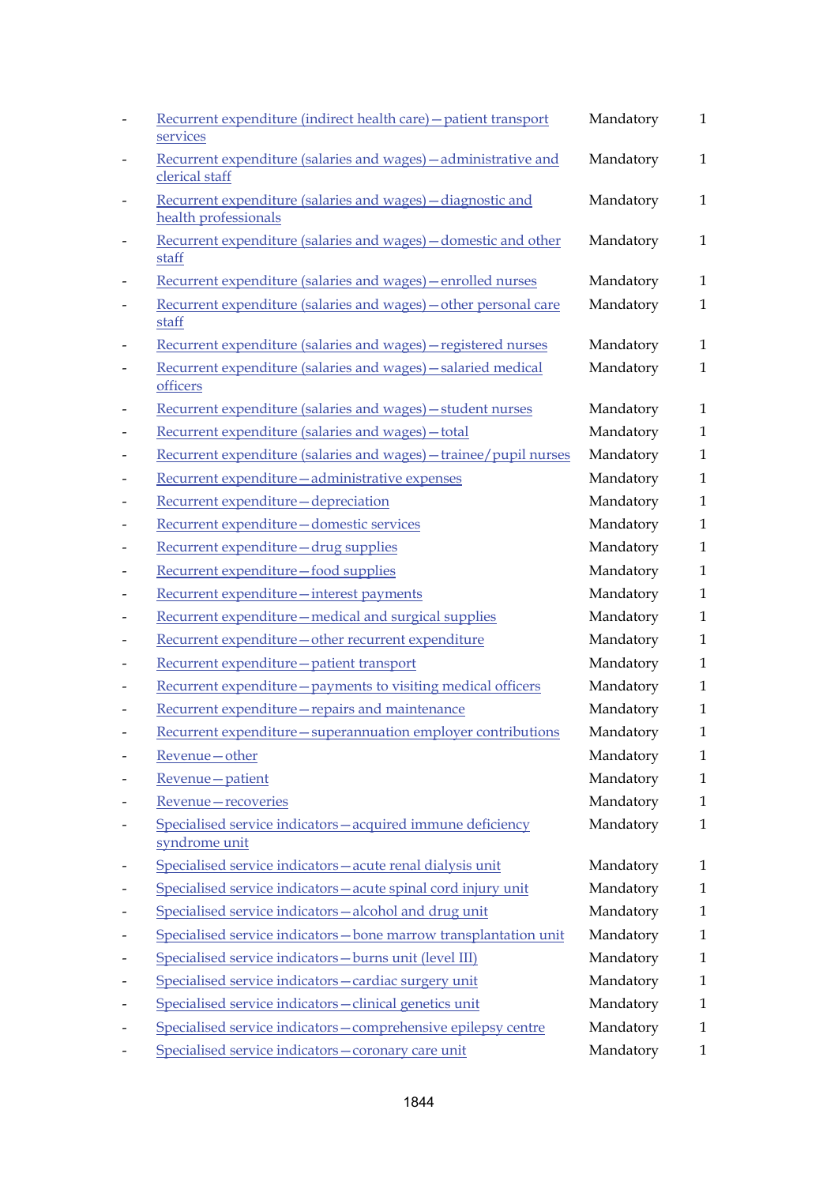- Recurrent expenditure (indirect health care)—patient transport services | Mandatory | 1
- Recurrent expenditure (salaries and wages)—administrative and clerical staff | Mandatory | 1
- Recurrent expenditure (salaries and wages)—diagnostic and health professionals | Mandatory | 1
- Recurrent expenditure (salaries and wages)—domestic and other staff | Mandatory | 1
- Recurrent expenditure (salaries and wages)—enrolled nurses | Mandatory | 1
- Recurrent expenditure (salaries and wages)—other personal care staff | Mandatory | 1
- Recurrent expenditure (salaries and wages)—registered nurses | Mandatory | 1
- Recurrent expenditure (salaries and wages)—salaried medical officers | Mandatory | 1
- Recurrent expenditure (salaries and wages)—student nurses | Mandatory | 1
- Recurrent expenditure (salaries and wages)—total | Mandatory | 1
- Recurrent expenditure (salaries and wages)—trainee/pupil nurses | Mandatory | 1
- Recurrent expenditure—administrative expenses | Mandatory | 1
- Recurrent expenditure—depreciation | Mandatory | 1
- Recurrent expenditure—domestic services | Mandatory | 1
- Recurrent expenditure—drug supplies | Mandatory | 1
- Recurrent expenditure—food supplies | Mandatory | 1
- Recurrent expenditure—interest payments | Mandatory | 1
- Recurrent expenditure—medical and surgical supplies | Mandatory | 1
- Recurrent expenditure—other recurrent expenditure | Mandatory | 1
- Recurrent expenditure—patient transport | Mandatory | 1
- Recurrent expenditure—payments to visiting medical officers | Mandatory | 1
- Recurrent expenditure—repairs and maintenance | Mandatory | 1
- Recurrent expenditure—superannuation employer contributions | Mandatory | 1
- Revenue—other | Mandatory | 1
- Revenue—patient | Mandatory | 1
- Revenue—recoveries | Mandatory | 1
- Specialised service indicators—acquired immune deficiency syndrome unit | Mandatory | 1
- Specialised service indicators—acute renal dialysis unit | Mandatory | 1
- Specialised service indicators—acute spinal cord injury unit | Mandatory | 1
- Specialised service indicators—alcohol and drug unit | Mandatory | 1
- Specialised service indicators—bone marrow transplantation unit | Mandatory | 1
- Specialised service indicators—burns unit (level III) | Mandatory | 1
- Specialised service indicators—cardiac surgery unit | Mandatory | 1
- Specialised service indicators—clinical genetics unit | Mandatory | 1
- Specialised service indicators—comprehensive epilepsy centre | Mandatory | 1
- Specialised service indicators—coronary care unit | Mandatory | 1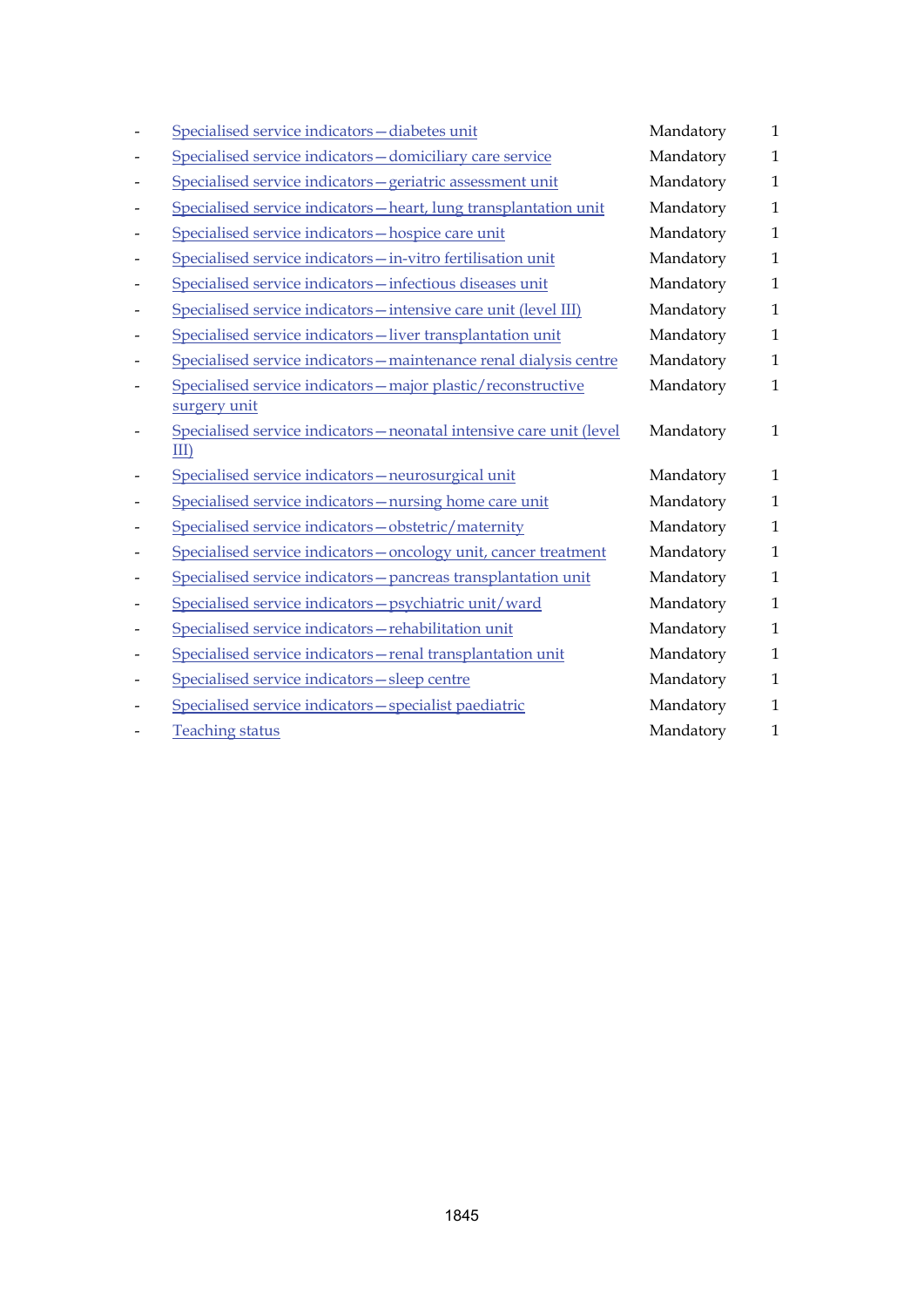| - | Specialised service indicators—diabetes unit | Mandatory | 1 |
|---|---|---|---|
| - | Specialised service indicators—domiciliary care service | Mandatory | 1 |
| - | Specialised service indicators—geriatric assessment unit | Mandatory | 1 |
| - | Specialised service indicators—heart, lung transplantation unit | Mandatory | 1 |
| - | Specialised service indicators—hospice care unit | Mandatory | 1 |
| - | Specialised service indicators—in-vitro fertilisation unit | Mandatory | 1 |
| - | Specialised service indicators—infectious diseases unit | Mandatory | 1 |
| - | Specialised service indicators—intensive care unit (level III) | Mandatory | 1 |
| - | Specialised service indicators—liver transplantation unit | Mandatory | 1 |
| - | Specialised service indicators—maintenance renal dialysis centre | Mandatory | 1 |
| - | Specialised service indicators—major plastic/reconstructive surgery unit | Mandatory | 1 |
| - | Specialised service indicators—neonatal intensive care unit (level III) | Mandatory | 1 |
| - | Specialised service indicators—neurosurgical unit | Mandatory | 1 |
| - | Specialised service indicators—nursing home care unit | Mandatory | 1 |
| - | Specialised service indicators—obstetric/maternity | Mandatory | 1 |
| - | Specialised service indicators—oncology unit, cancer treatment | Mandatory | 1 |
| - | Specialised service indicators—pancreas transplantation unit | Mandatory | 1 |
| - | Specialised service indicators—psychiatric unit/ward | Mandatory | 1 |
| - | Specialised service indicators—rehabilitation unit | Mandatory | 1 |
| - | Specialised service indicators—renal transplantation unit | Mandatory | 1 |
| - | Specialised service indicators—sleep centre | Mandatory | 1 |
| - | Specialised service indicators—specialist paediatric | Mandatory | 1 |
| - | Teaching status | Mandatory | 1 |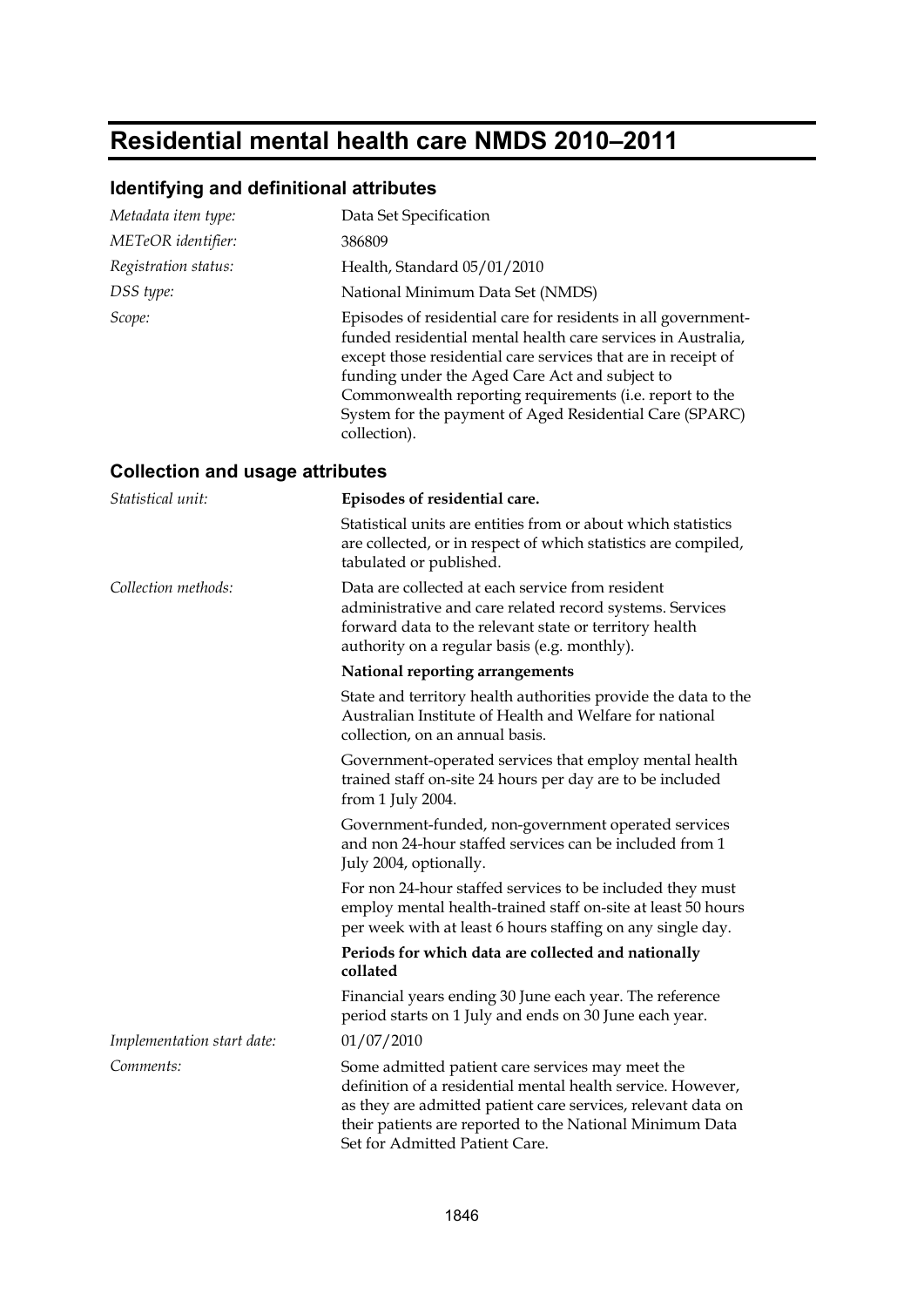# Residential mental health care NMDS 2010–2011

## Identifying and definitional attributes

| | |
|---|---|
| *Metadata item type:* | Data Set Specification |
| *METeOR identifier:* | 386809 |
| *Registration status:* | Health, Standard 05/01/2010 |
| *DSS type:* | National Minimum Data Set (NMDS) |
| *Scope:* | Episodes of residential care for residents in all government-funded residential mental health care services in Australia, except those residential care services that are in receipt of funding under the Aged Care Act and subject to Commonwealth reporting requirements (i.e. report to the System for the payment of Aged Residential Care (SPARC) collection). |

## Collection and usage attributes

*Statistical unit:*

**Episodes of residential care.**

Statistical units are entities from or about which statistics are collected, or in respect of which statistics are compiled, tabulated or published.

*Collection methods:*

Data are collected at each service from resident administrative and care related record systems. Services forward data to the relevant state or territory health authority on a regular basis (e.g. monthly).

**National reporting arrangements**

State and territory health authorities provide the data to the Australian Institute of Health and Welfare for national collection, on an annual basis.

Government-operated services that employ mental health trained staff on-site 24 hours per day are to be included from 1 July 2004.

Government-funded, non-government operated services and non 24-hour staffed services can be included from 1 July 2004, optionally.

For non 24-hour staffed services to be included they must employ mental health-trained staff on-site at least 50 hours per week with at least 6 hours staffing on any single day.

**Periods for which data are collected and nationally collated**

Financial years ending 30 June each year. The reference period starts on 1 July and ends on 30 June each year.

*Implementation start date:* 01/07/2010

*Comments:*

Some admitted patient care services may meet the definition of a residential mental health service. However, as they are admitted patient care services, relevant data on their patients are reported to the National Minimum Data Set for Admitted Patient Care.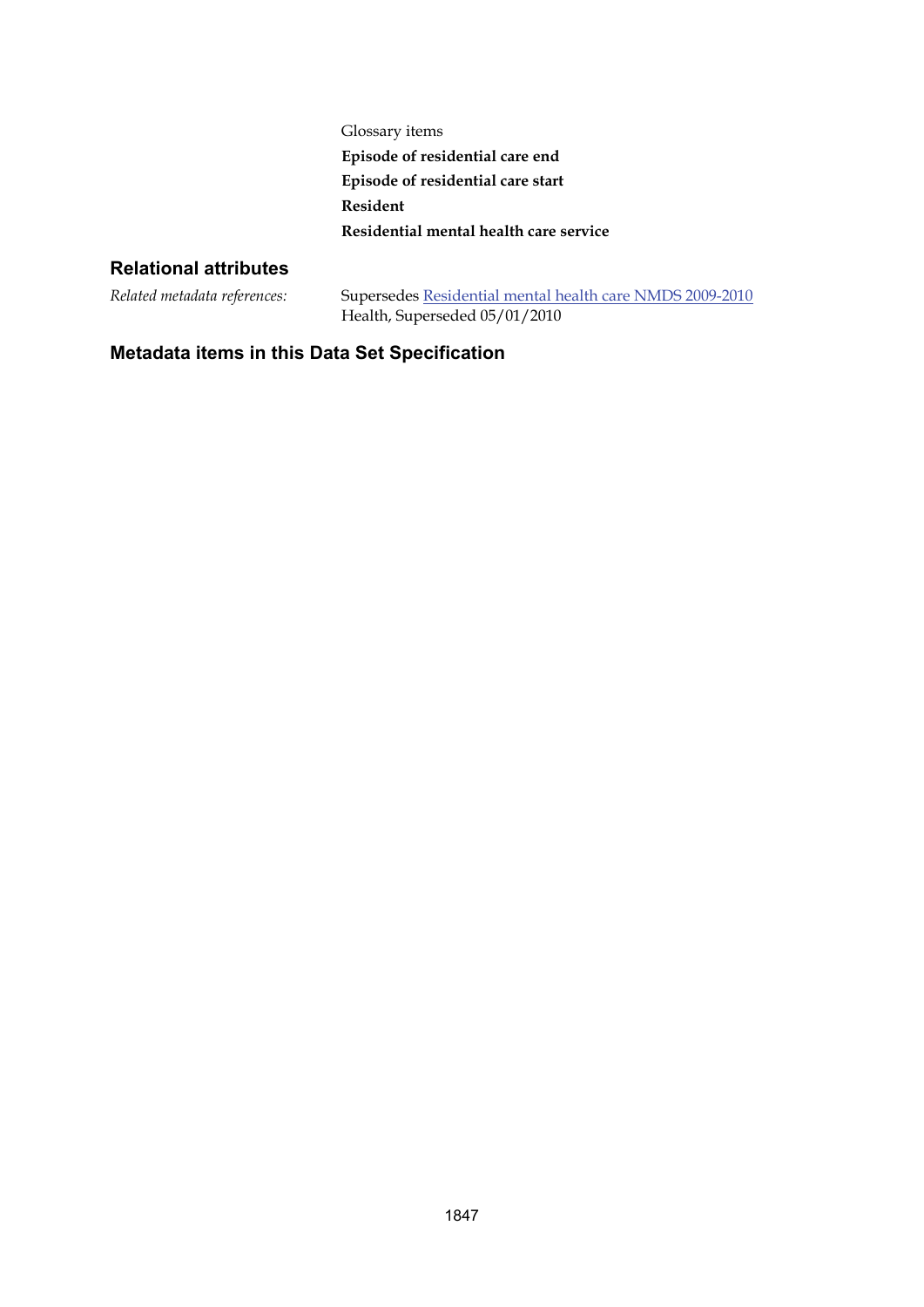Glossary items

**Episode of residential care end**

**Episode of residential care start**

**Resident**

**Residential mental health care service**

## Relational attributes

*Related metadata references:* Supersedes Residential mental health care NMDS 2009-2010 Health, Superseded 05/01/2010

## Metadata items in this Data Set Specification